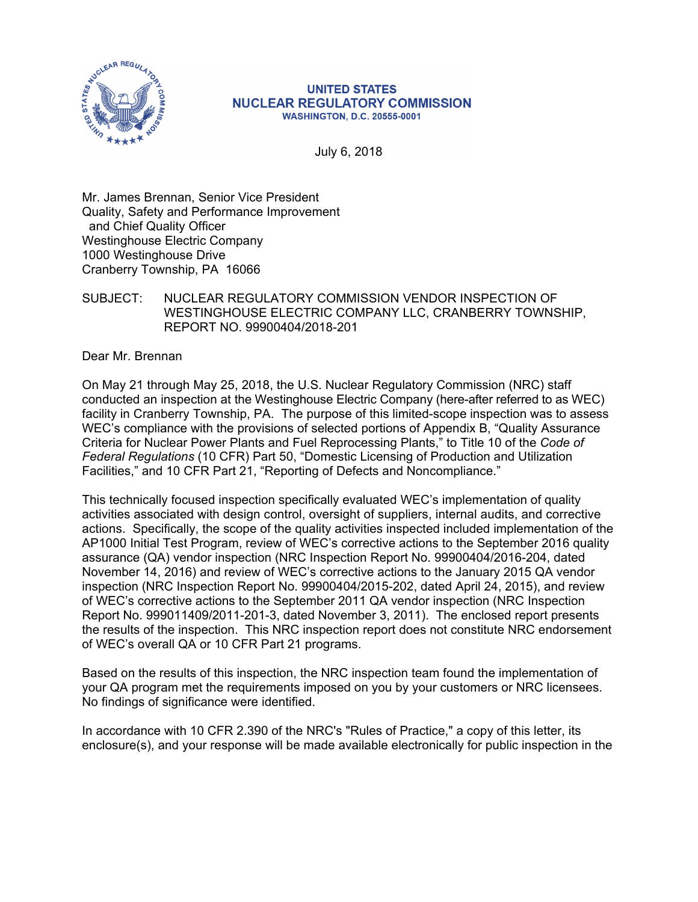**UNITED STATES**
**NUCLEAR REGULATORY COMMISSION**
**WASHINGTON, D.C. 20555-0001**

July 6, 2018

Mr. James Brennan, Senior Vice President
Quality, Safety and Performance Improvement
and Chief Quality Officer
Westinghouse Electric Company
1000 Westinghouse Drive
Cranberry Township, PA 16066

SUBJECT: NUCLEAR REGULATORY COMMISSION VENDOR INSPECTION OF WESTINGHOUSE ELECTRIC COMPANY LLC, CRANBERRY TOWNSHIP, REPORT NO. 99900404/2018-201

Dear Mr. Brennan

On May 21 through May 25, 2018, the U.S. Nuclear Regulatory Commission (NRC) staff conducted an inspection at the Westinghouse Electric Company (here-after referred to as WEC) facility in Cranberry Township, PA. The purpose of this limited-scope inspection was to assess WEC's compliance with the provisions of selected portions of Appendix B, "Quality Assurance Criteria for Nuclear Power Plants and Fuel Reprocessing Plants," to Title 10 of the *Code of Federal Regulations* (10 CFR) Part 50, "Domestic Licensing of Production and Utilization Facilities," and 10 CFR Part 21, "Reporting of Defects and Noncompliance."

This technically focused inspection specifically evaluated WEC's implementation of quality activities associated with design control, oversight of suppliers, internal audits, and corrective actions. Specifically, the scope of the quality activities inspected included implementation of the AP1000 Initial Test Program, review of WEC's corrective actions to the September 2016 quality assurance (QA) vendor inspection (NRC Inspection Report No. 99900404/2016-204, dated November 14, 2016) and review of WEC's corrective actions to the January 2015 QA vendor inspection (NRC Inspection Report No. 99900404/2015-202, dated April 24, 2015), and review of WEC's corrective actions to the September 2011 QA vendor inspection (NRC Inspection Report No. 999011409/2011-201-3, dated November 3, 2011). The enclosed report presents the results of the inspection. This NRC inspection report does not constitute NRC endorsement of WEC's overall QA or 10 CFR Part 21 programs.

Based on the results of this inspection, the NRC inspection team found the implementation of your QA program met the requirements imposed on you by your customers or NRC licensees. No findings of significance were identified.

In accordance with 10 CFR 2.390 of the NRC's "Rules of Practice," a copy of this letter, its enclosure(s), and your response will be made available electronically for public inspection in the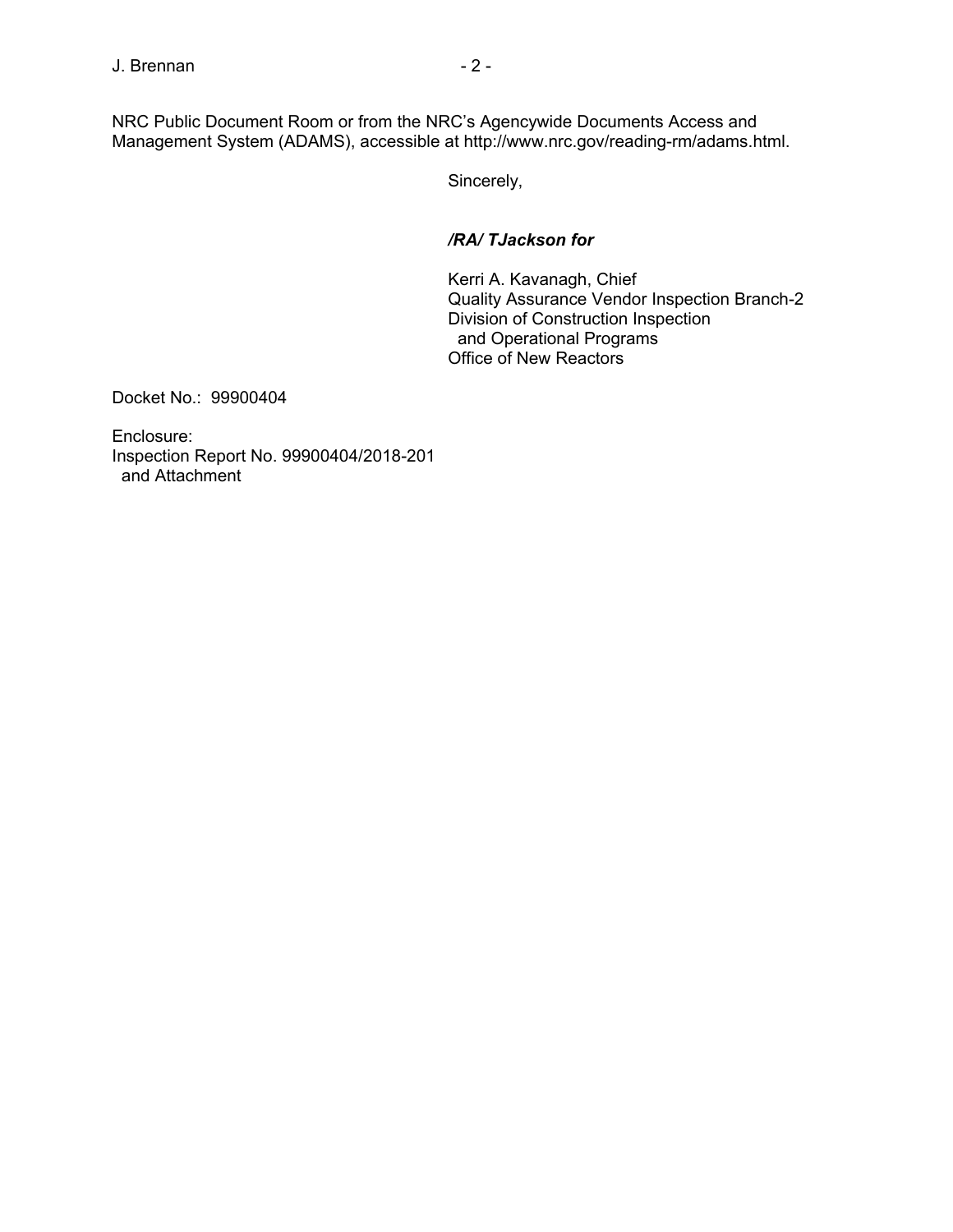NRC Public Document Room or from the NRC's Agencywide Documents Access and Management System (ADAMS), accessible at http://www.nrc.gov/reading-rm/adams.html.

Sincerely,

***/RA/ TJackson for***

Kerri A. Kavanagh, Chief
Quality Assurance Vendor Inspection Branch-2
Division of Construction Inspection
and Operational Programs
Office of New Reactors

Docket No.: 99900404

Enclosure:
Inspection Report No. 99900404/2018-201
and Attachment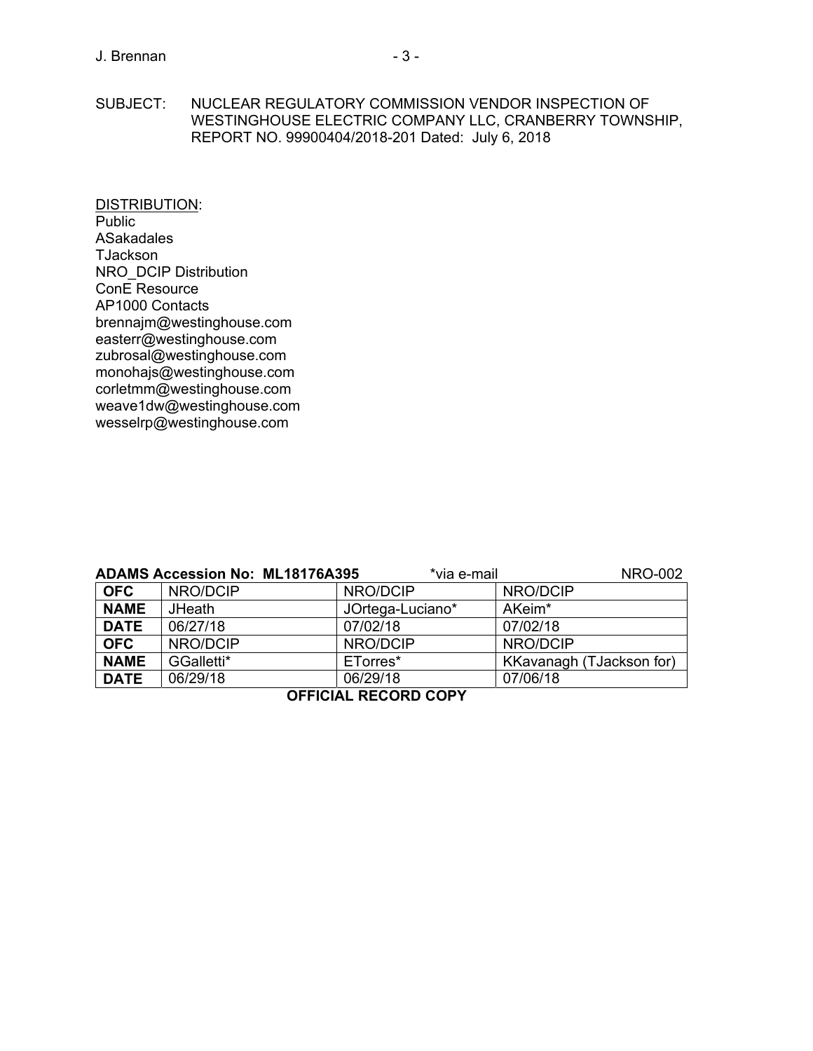SUBJECT: NUCLEAR REGULATORY COMMISSION VENDOR INSPECTION OF WESTINGHOUSE ELECTRIC COMPANY LLC, CRANBERRY TOWNSHIP, REPORT NO. 99900404/2018-201 Dated: July 6, 2018

DISTRIBUTION:
Public
ASakadales
TJackson
NRO_DCIP Distribution
ConE Resource
AP1000 Contacts
brennajm@westinghouse.com
easterr@westinghouse.com
zubrosal@westinghouse.com
monohajs@westinghouse.com
corletmm@westinghouse.com
weave1dw@westinghouse.com
wesselrp@westinghouse.com

**ADAMS Accession No: ML18176A395** *via e-mail NRO-002

| **OFC** | NRO/DCIP | NRO/DCIP | NRO/DCIP |
|---|---|---|---|
| **NAME** | JHeath | JOrtega-Luciano* | AKeim* |
| **DATE** | 06/27/18 | 07/02/18 | 07/02/18 |
| **OFC** | NRO/DCIP | NRO/DCIP | NRO/DCIP |
| **NAME** | GGalletti* | ETorres* | KKavanagh (TJackson for) |
| **DATE** | 06/29/18 | 06/29/18 | 07/06/18 |

**OFFICIAL RECORD COPY**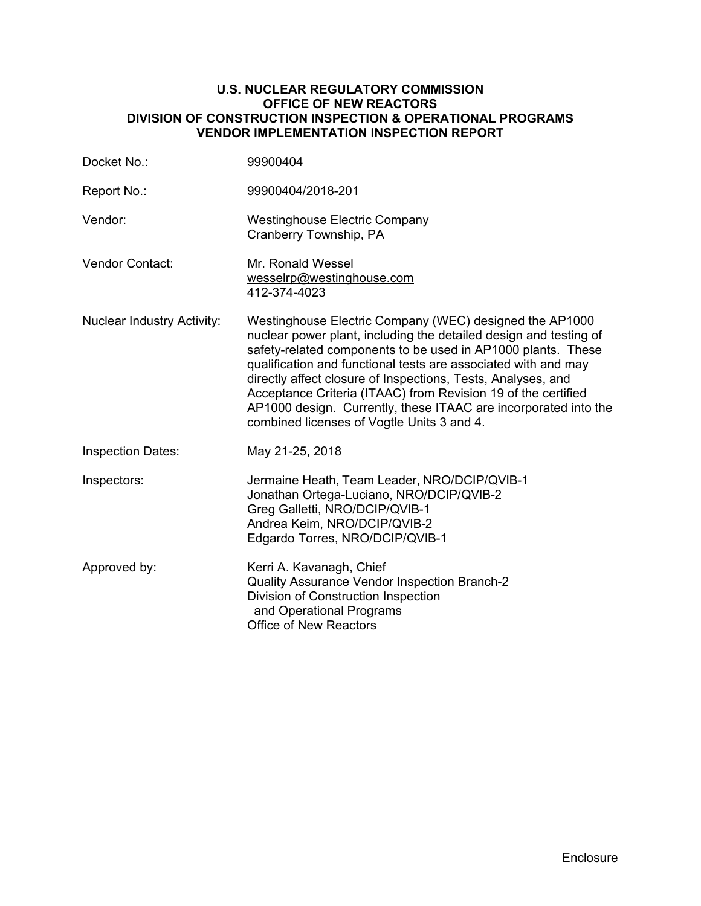**U.S. NUCLEAR REGULATORY COMMISSION**
**OFFICE OF NEW REACTORS**
**DIVISION OF CONSTRUCTION INSPECTION & OPERATIONAL PROGRAMS**
**VENDOR IMPLEMENTATION INSPECTION REPORT**

| | |
|---|---|
| Docket No.: | 99900404 |
| Report No.: | 99900404/2018-201 |
| Vendor: | Westinghouse Electric Company<br>Cranberry Township, PA |
| Vendor Contact: | Mr. Ronald Wessel<br>wesselrp@westinghouse.com<br>412-374-4023 |
| Nuclear Industry Activity: | Westinghouse Electric Company (WEC) designed the AP1000 nuclear power plant, including the detailed design and testing of safety-related components to be used in AP1000 plants. These qualification and functional tests are associated with and may directly affect closure of Inspections, Tests, Analyses, and Acceptance Criteria (ITAAC) from Revision 19 of the certified AP1000 design. Currently, these ITAAC are incorporated into the combined licenses of Vogtle Units 3 and 4. |
| Inspection Dates: | May 21-25, 2018 |
| Inspectors: | Jermaine Heath, Team Leader, NRO/DCIP/QVIB-1<br>Jonathan Ortega-Luciano, NRO/DCIP/QVIB-2<br>Greg Galletti, NRO/DCIP/QVIB-1<br>Andrea Keim, NRO/DCIP/QVIB-2<br>Edgardo Torres, NRO/DCIP/QVIB-1 |
| Approved by: | Kerri A. Kavanagh, Chief<br>Quality Assurance Vendor Inspection Branch-2<br>Division of Construction Inspection and Operational Programs<br>Office of New Reactors |

Enclosure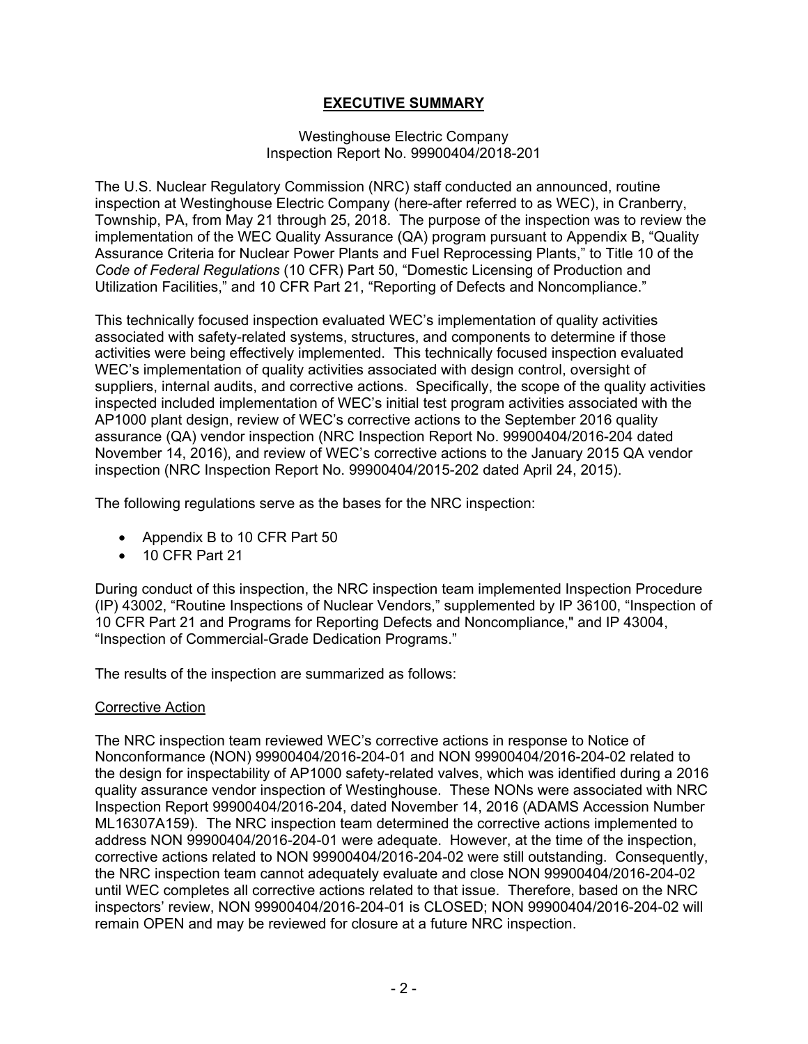# EXECUTIVE SUMMARY

Westinghouse Electric Company
Inspection Report No. 99900404/2018-201

The U.S. Nuclear Regulatory Commission (NRC) staff conducted an announced, routine inspection at Westinghouse Electric Company (here-after referred to as WEC), in Cranberry, Township, PA, from May 21 through 25, 2018. The purpose of the inspection was to review the implementation of the WEC Quality Assurance (QA) program pursuant to Appendix B, "Quality Assurance Criteria for Nuclear Power Plants and Fuel Reprocessing Plants," to Title 10 of the *Code of Federal Regulations* (10 CFR) Part 50, "Domestic Licensing of Production and Utilization Facilities," and 10 CFR Part 21, "Reporting of Defects and Noncompliance."

This technically focused inspection evaluated WEC's implementation of quality activities associated with safety-related systems, structures, and components to determine if those activities were being effectively implemented. This technically focused inspection evaluated WEC's implementation of quality activities associated with design control, oversight of suppliers, internal audits, and corrective actions. Specifically, the scope of the quality activities inspected included implementation of WEC's initial test program activities associated with the AP1000 plant design, review of WEC's corrective actions to the September 2016 quality assurance (QA) vendor inspection (NRC Inspection Report No. 99900404/2016-204 dated November 14, 2016), and review of WEC's corrective actions to the January 2015 QA vendor inspection (NRC Inspection Report No. 99900404/2015-202 dated April 24, 2015).

The following regulations serve as the bases for the NRC inspection:

- Appendix B to 10 CFR Part 50
- 10 CFR Part 21

During conduct of this inspection, the NRC inspection team implemented Inspection Procedure (IP) 43002, "Routine Inspections of Nuclear Vendors," supplemented by IP 36100, "Inspection of 10 CFR Part 21 and Programs for Reporting Defects and Noncompliance," and IP 43004, "Inspection of Commercial-Grade Dedication Programs."

The results of the inspection are summarized as follows:

## Corrective Action

The NRC inspection team reviewed WEC's corrective actions in response to Notice of Nonconformance (NON) 99900404/2016-204-01 and NON 99900404/2016-204-02 related to the design for inspectability of AP1000 safety-related valves, which was identified during a 2016 quality assurance vendor inspection of Westinghouse. These NONs were associated with NRC Inspection Report 99900404/2016-204, dated November 14, 2016 (ADAMS Accession Number ML16307A159). The NRC inspection team determined the corrective actions implemented to address NON 99900404/2016-204-01 were adequate. However, at the time of the inspection, corrective actions related to NON 99900404/2016-204-02 were still outstanding. Consequently, the NRC inspection team cannot adequately evaluate and close NON 99900404/2016-204-02 until WEC completes all corrective actions related to that issue. Therefore, based on the NRC inspectors' review, NON 99900404/2016-204-01 is CLOSED; NON 99900404/2016-204-02 will remain OPEN and may be reviewed for closure at a future NRC inspection.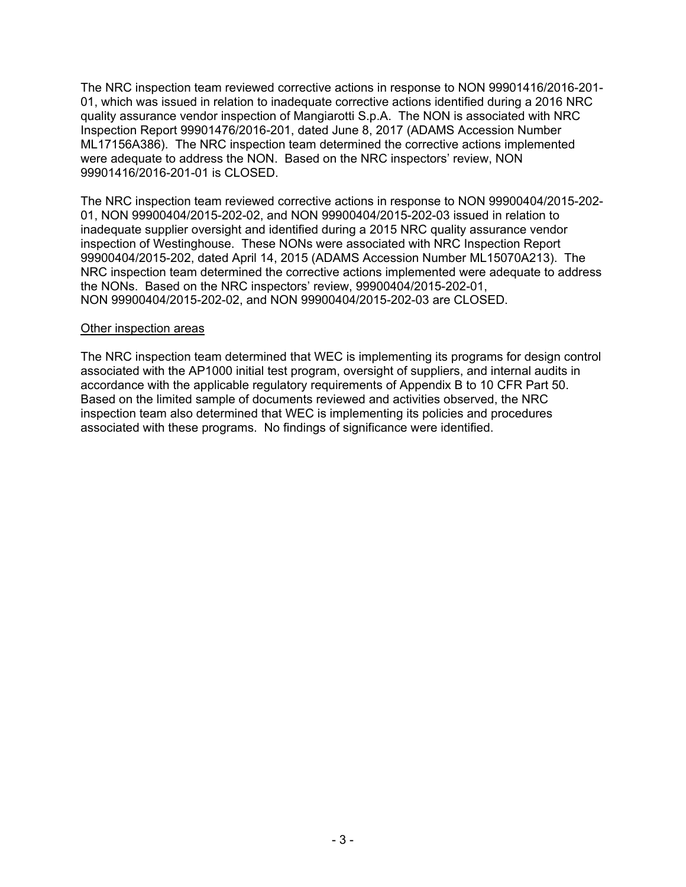The NRC inspection team reviewed corrective actions in response to NON 99901416/2016-201-01, which was issued in relation to inadequate corrective actions identified during a 2016 NRC quality assurance vendor inspection of Mangiarotti S.p.A. The NON is associated with NRC Inspection Report 99901476/2016-201, dated June 8, 2017 (ADAMS Accession Number ML17156A386). The NRC inspection team determined the corrective actions implemented were adequate to address the NON. Based on the NRC inspectors' review, NON 99901416/2016-201-01 is CLOSED.

The NRC inspection team reviewed corrective actions in response to NON 99900404/2015-202-01, NON 99900404/2015-202-02, and NON 99900404/2015-202-03 issued in relation to inadequate supplier oversight and identified during a 2015 NRC quality assurance vendor inspection of Westinghouse. These NONs were associated with NRC Inspection Report 99900404/2015-202, dated April 14, 2015 (ADAMS Accession Number ML15070A213). The NRC inspection team determined the corrective actions implemented were adequate to address the NONs. Based on the NRC inspectors' review, 99900404/2015-202-01, NON 99900404/2015-202-02, and NON 99900404/2015-202-03 are CLOSED.

Other inspection areas

The NRC inspection team determined that WEC is implementing its programs for design control associated with the AP1000 initial test program, oversight of suppliers, and internal audits in accordance with the applicable regulatory requirements of Appendix B to 10 CFR Part 50. Based on the limited sample of documents reviewed and activities observed, the NRC inspection team also determined that WEC is implementing its policies and procedures associated with these programs. No findings of significance were identified.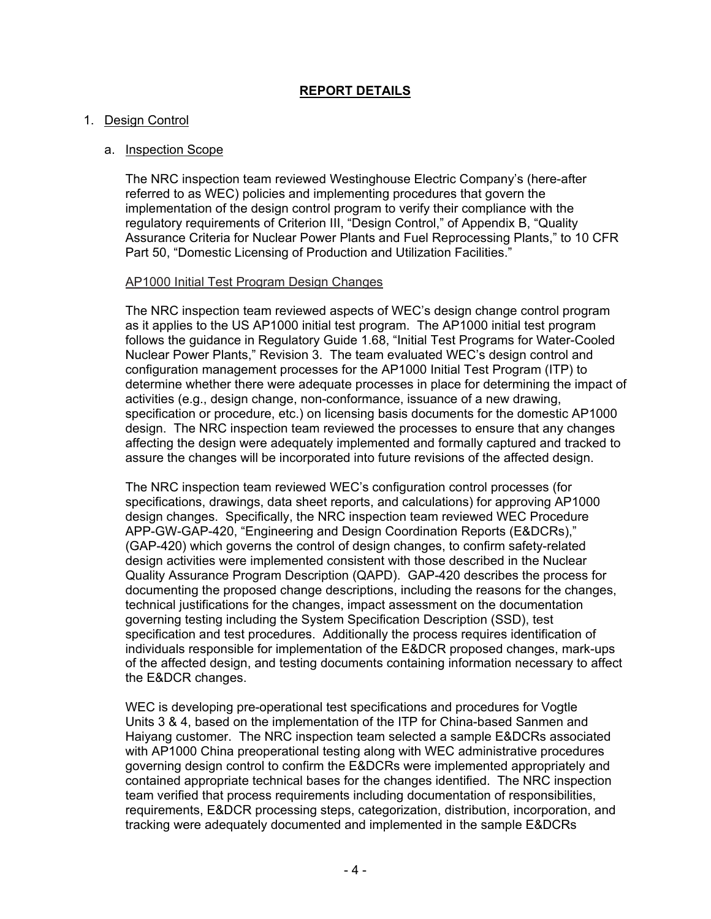## REPORT DETAILS

1. Design Control

   a. Inspection Scope

The NRC inspection team reviewed Westinghouse Electric Company's (here-after referred to as WEC) policies and implementing procedures that govern the implementation of the design control program to verify their compliance with the regulatory requirements of Criterion III, "Design Control," of Appendix B, "Quality Assurance Criteria for Nuclear Power Plants and Fuel Reprocessing Plants," to 10 CFR Part 50, "Domestic Licensing of Production and Utilization Facilities."

AP1000 Initial Test Program Design Changes

The NRC inspection team reviewed aspects of WEC's design change control program as it applies to the US AP1000 initial test program. The AP1000 initial test program follows the guidance in Regulatory Guide 1.68, "Initial Test Programs for Water-Cooled Nuclear Power Plants," Revision 3. The team evaluated WEC's design control and configuration management processes for the AP1000 Initial Test Program (ITP) to determine whether there were adequate processes in place for determining the impact of activities (e.g., design change, non-conformance, issuance of a new drawing, specification or procedure, etc.) on licensing basis documents for the domestic AP1000 design. The NRC inspection team reviewed the processes to ensure that any changes affecting the design were adequately implemented and formally captured and tracked to assure the changes will be incorporated into future revisions of the affected design.

The NRC inspection team reviewed WEC's configuration control processes (for specifications, drawings, data sheet reports, and calculations) for approving AP1000 design changes. Specifically, the NRC inspection team reviewed WEC Procedure APP-GW-GAP-420, "Engineering and Design Coordination Reports (E&DCRs)," (GAP-420) which governs the control of design changes, to confirm safety-related design activities were implemented consistent with those described in the Nuclear Quality Assurance Program Description (QAPD). GAP-420 describes the process for documenting the proposed change descriptions, including the reasons for the changes, technical justifications for the changes, impact assessment on the documentation governing testing including the System Specification Description (SSD), test specification and test procedures. Additionally the process requires identification of individuals responsible for implementation of the E&DCR proposed changes, mark-ups of the affected design, and testing documents containing information necessary to affect the E&DCR changes.

WEC is developing pre-operational test specifications and procedures for Vogtle Units 3 & 4, based on the implementation of the ITP for China-based Sanmen and Haiyang customer. The NRC inspection team selected a sample E&DCRs associated with AP1000 China preoperational testing along with WEC administrative procedures governing design control to confirm the E&DCRs were implemented appropriately and contained appropriate technical bases for the changes identified. The NRC inspection team verified that process requirements including documentation of responsibilities, requirements, E&DCR processing steps, categorization, distribution, incorporation, and tracking were adequately documented and implemented in the sample E&DCRs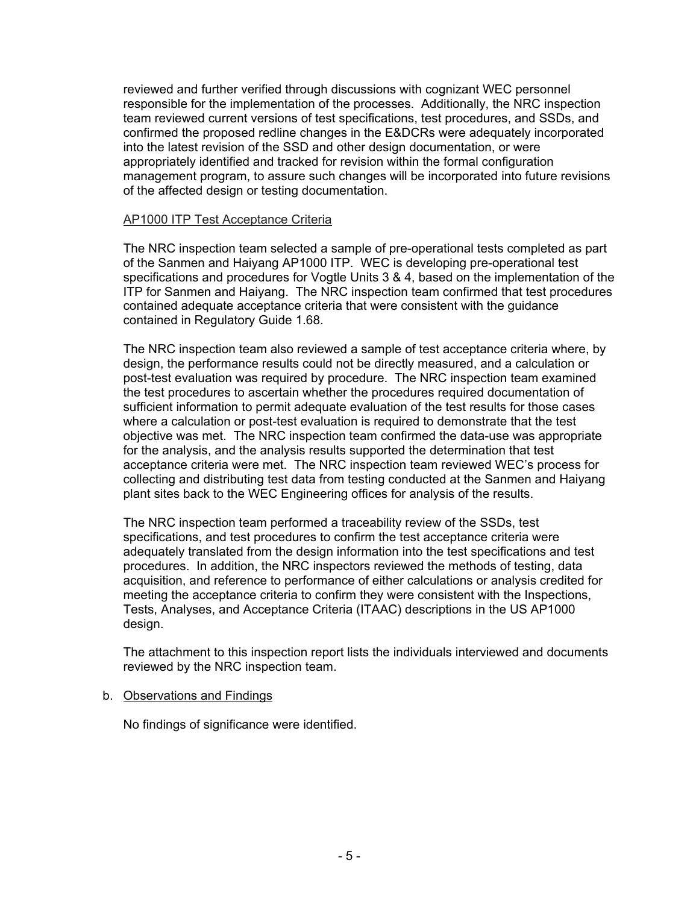reviewed and further verified through discussions with cognizant WEC personnel responsible for the implementation of the processes. Additionally, the NRC inspection team reviewed current versions of test specifications, test procedures, and SSDs, and confirmed the proposed redline changes in the E&DCRs were adequately incorporated into the latest revision of the SSD and other design documentation, or were appropriately identified and tracked for revision within the formal configuration management program, to assure such changes will be incorporated into future revisions of the affected design or testing documentation.

AP1000 ITP Test Acceptance Criteria

The NRC inspection team selected a sample of pre-operational tests completed as part of the Sanmen and Haiyang AP1000 ITP. WEC is developing pre-operational test specifications and procedures for Vogtle Units 3 & 4, based on the implementation of the ITP for Sanmen and Haiyang. The NRC inspection team confirmed that test procedures contained adequate acceptance criteria that were consistent with the guidance contained in Regulatory Guide 1.68.

The NRC inspection team also reviewed a sample of test acceptance criteria where, by design, the performance results could not be directly measured, and a calculation or post-test evaluation was required by procedure. The NRC inspection team examined the test procedures to ascertain whether the procedures required documentation of sufficient information to permit adequate evaluation of the test results for those cases where a calculation or post-test evaluation is required to demonstrate that the test objective was met. The NRC inspection team confirmed the data-use was appropriate for the analysis, and the analysis results supported the determination that test acceptance criteria were met. The NRC inspection team reviewed WEC's process for collecting and distributing test data from testing conducted at the Sanmen and Haiyang plant sites back to the WEC Engineering offices for analysis of the results.

The NRC inspection team performed a traceability review of the SSDs, test specifications, and test procedures to confirm the test acceptance criteria were adequately translated from the design information into the test specifications and test procedures. In addition, the NRC inspectors reviewed the methods of testing, data acquisition, and reference to performance of either calculations or analysis credited for meeting the acceptance criteria to confirm they were consistent with the Inspections, Tests, Analyses, and Acceptance Criteria (ITAAC) descriptions in the US AP1000 design.

The attachment to this inspection report lists the individuals interviewed and documents reviewed by the NRC inspection team.

b. Observations and Findings

No findings of significance were identified.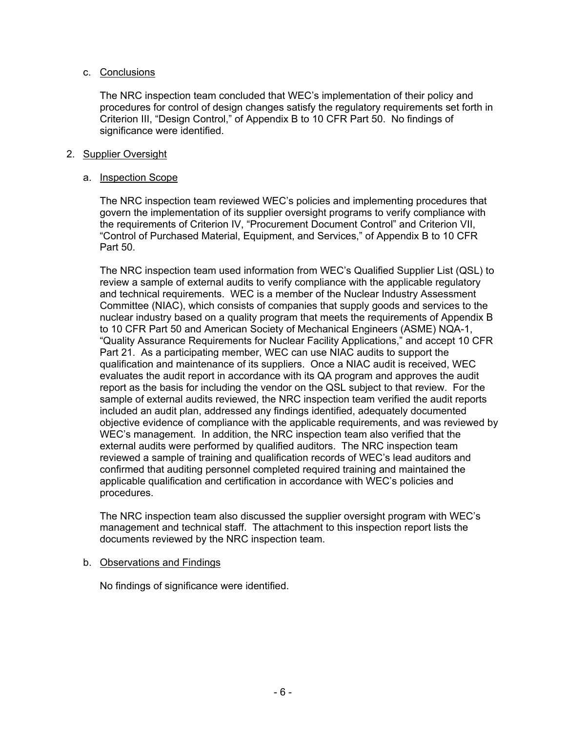c. Conclusions

The NRC inspection team concluded that WEC's implementation of their policy and procedures for control of design changes satisfy the regulatory requirements set forth in Criterion III, "Design Control," of Appendix B to 10 CFR Part 50. No findings of significance were identified.

2. Supplier Oversight

a. Inspection Scope

The NRC inspection team reviewed WEC's policies and implementing procedures that govern the implementation of its supplier oversight programs to verify compliance with the requirements of Criterion IV, "Procurement Document Control" and Criterion VII, "Control of Purchased Material, Equipment, and Services," of Appendix B to 10 CFR Part 50.

The NRC inspection team used information from WEC's Qualified Supplier List (QSL) to review a sample of external audits to verify compliance with the applicable regulatory and technical requirements. WEC is a member of the Nuclear Industry Assessment Committee (NIAC), which consists of companies that supply goods and services to the nuclear industry based on a quality program that meets the requirements of Appendix B to 10 CFR Part 50 and American Society of Mechanical Engineers (ASME) NQA-1, "Quality Assurance Requirements for Nuclear Facility Applications," and accept 10 CFR Part 21. As a participating member, WEC can use NIAC audits to support the qualification and maintenance of its suppliers. Once a NIAC audit is received, WEC evaluates the audit report in accordance with its QA program and approves the audit report as the basis for including the vendor on the QSL subject to that review. For the sample of external audits reviewed, the NRC inspection team verified the audit reports included an audit plan, addressed any findings identified, adequately documented objective evidence of compliance with the applicable requirements, and was reviewed by WEC's management. In addition, the NRC inspection team also verified that the external audits were performed by qualified auditors. The NRC inspection team reviewed a sample of training and qualification records of WEC's lead auditors and confirmed that auditing personnel completed required training and maintained the applicable qualification and certification in accordance with WEC's policies and procedures.

The NRC inspection team also discussed the supplier oversight program with WEC's management and technical staff. The attachment to this inspection report lists the documents reviewed by the NRC inspection team.

b. Observations and Findings

No findings of significance were identified.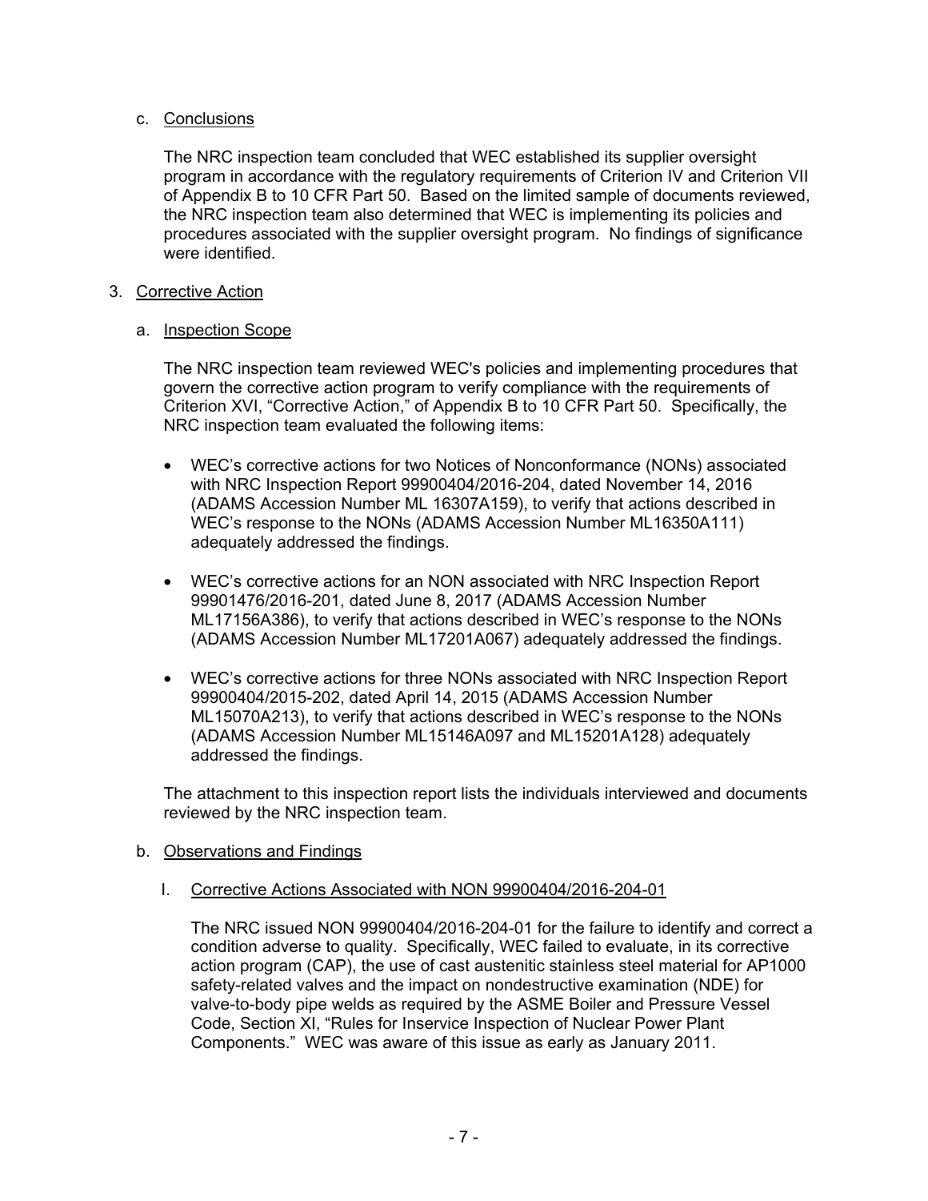c. Conclusions

The NRC inspection team concluded that WEC established its supplier oversight program in accordance with the regulatory requirements of Criterion IV and Criterion VII of Appendix B to 10 CFR Part 50. Based on the limited sample of documents reviewed, the NRC inspection team also determined that WEC is implementing its policies and procedures associated with the supplier oversight program. No findings of significance were identified.

3. Corrective Action

a. Inspection Scope

The NRC inspection team reviewed WEC's policies and implementing procedures that govern the corrective action program to verify compliance with the requirements of Criterion XVI, "Corrective Action," of Appendix B to 10 CFR Part 50. Specifically, the NRC inspection team evaluated the following items:

- WEC's corrective actions for two Notices of Nonconformance (NONs) associated with NRC Inspection Report 99900404/2016-204, dated November 14, 2016 (ADAMS Accession Number ML 16307A159), to verify that actions described in WEC's response to the NONs (ADAMS Accession Number ML16350A111) adequately addressed the findings.
- WEC's corrective actions for an NON associated with NRC Inspection Report 99901476/2016-201, dated June 8, 2017 (ADAMS Accession Number ML17156A386), to verify that actions described in WEC's response to the NONs (ADAMS Accession Number ML17201A067) adequately addressed the findings.
- WEC's corrective actions for three NONs associated with NRC Inspection Report 99900404/2015-202, dated April 14, 2015 (ADAMS Accession Number ML15070A213), to verify that actions described in WEC's response to the NONs (ADAMS Accession Number ML15146A097 and ML15201A128) adequately addressed the findings.

The attachment to this inspection report lists the individuals interviewed and documents reviewed by the NRC inspection team.

b. Observations and Findings

I. Corrective Actions Associated with NON 99900404/2016-204-01

The NRC issued NON 99900404/2016-204-01 for the failure to identify and correct a condition adverse to quality. Specifically, WEC failed to evaluate, in its corrective action program (CAP), the use of cast austenitic stainless steel material for AP1000 safety-related valves and the impact on nondestructive examination (NDE) for valve-to-body pipe welds as required by the ASME Boiler and Pressure Vessel Code, Section XI, "Rules for Inservice Inspection of Nuclear Power Plant Components." WEC was aware of this issue as early as January 2011.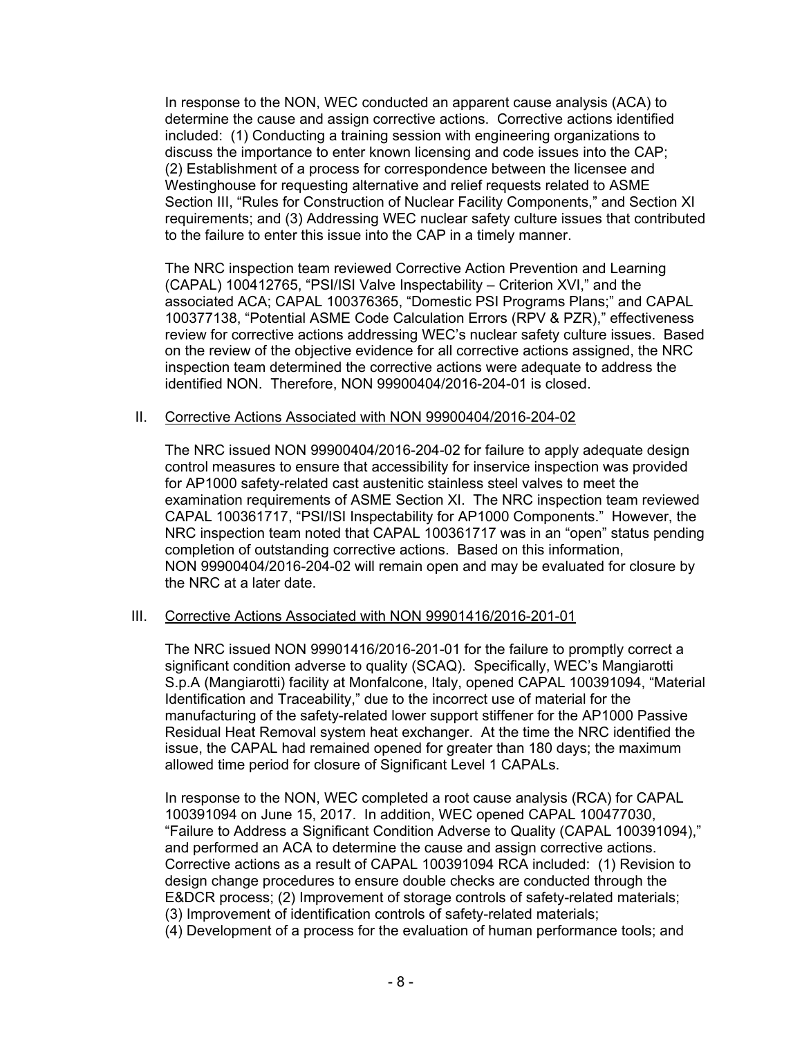In response to the NON, WEC conducted an apparent cause analysis (ACA) to determine the cause and assign corrective actions. Corrective actions identified included: (1) Conducting a training session with engineering organizations to discuss the importance to enter known licensing and code issues into the CAP; (2) Establishment of a process for correspondence between the licensee and Westinghouse for requesting alternative and relief requests related to ASME Section III, "Rules for Construction of Nuclear Facility Components," and Section XI requirements; and (3) Addressing WEC nuclear safety culture issues that contributed to the failure to enter this issue into the CAP in a timely manner.

The NRC inspection team reviewed Corrective Action Prevention and Learning (CAPAL) 100412765, "PSI/ISI Valve Inspectability – Criterion XVI," and the associated ACA; CAPAL 100376365, "Domestic PSI Programs Plans;" and CAPAL 100377138, "Potential ASME Code Calculation Errors (RPV & PZR)," effectiveness review for corrective actions addressing WEC's nuclear safety culture issues. Based on the review of the objective evidence for all corrective actions assigned, the NRC inspection team determined the corrective actions were adequate to address the identified NON. Therefore, NON 99900404/2016-204-01 is closed.

II. Corrective Actions Associated with NON 99900404/2016-204-02

The NRC issued NON 99900404/2016-204-02 for failure to apply adequate design control measures to ensure that accessibility for inservice inspection was provided for AP1000 safety-related cast austenitic stainless steel valves to meet the examination requirements of ASME Section XI. The NRC inspection team reviewed CAPAL 100361717, "PSI/ISI Inspectability for AP1000 Components." However, the NRC inspection team noted that CAPAL 100361717 was in an "open" status pending completion of outstanding corrective actions. Based on this information, NON 99900404/2016-204-02 will remain open and may be evaluated for closure by the NRC at a later date.

III. Corrective Actions Associated with NON 99901416/2016-201-01

The NRC issued NON 99901416/2016-201-01 for the failure to promptly correct a significant condition adverse to quality (SCAQ). Specifically, WEC's Mangiarotti S.p.A (Mangiarotti) facility at Monfalcone, Italy, opened CAPAL 100391094, "Material Identification and Traceability," due to the incorrect use of material for the manufacturing of the safety-related lower support stiffener for the AP1000 Passive Residual Heat Removal system heat exchanger. At the time the NRC identified the issue, the CAPAL had remained opened for greater than 180 days; the maximum allowed time period for closure of Significant Level 1 CAPALs.

In response to the NON, WEC completed a root cause analysis (RCA) for CAPAL 100391094 on June 15, 2017. In addition, WEC opened CAPAL 100477030, "Failure to Address a Significant Condition Adverse to Quality (CAPAL 100391094)," and performed an ACA to determine the cause and assign corrective actions. Corrective actions as a result of CAPAL 100391094 RCA included: (1) Revision to design change procedures to ensure double checks are conducted through the E&DCR process; (2) Improvement of storage controls of safety-related materials; (3) Improvement of identification controls of safety-related materials; (4) Development of a process for the evaluation of human performance tools; and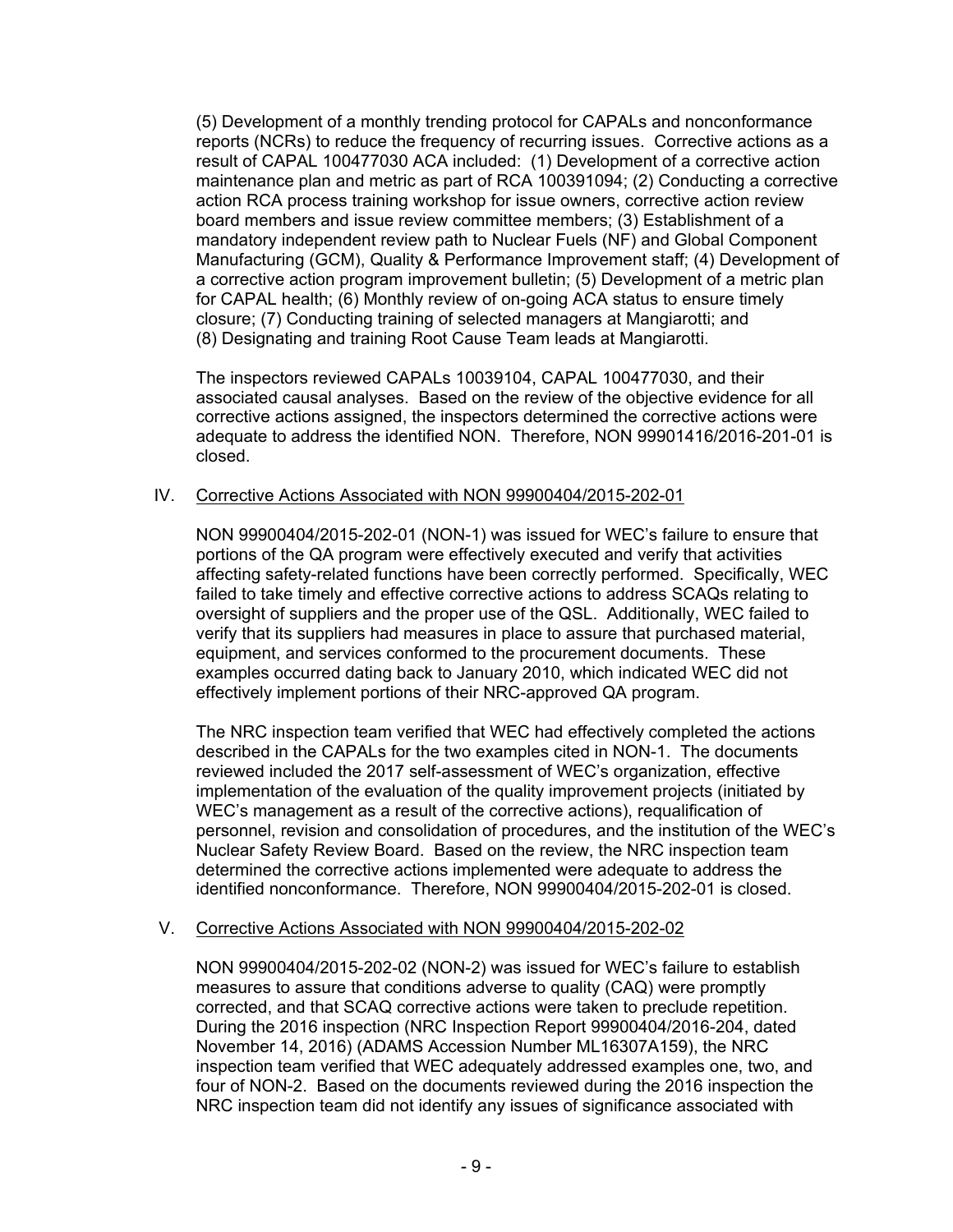(5) Development of a monthly trending protocol for CAPALs and nonconformance reports (NCRs) to reduce the frequency of recurring issues. Corrective actions as a result of CAPAL 100477030 ACA included: (1) Development of a corrective action maintenance plan and metric as part of RCA 100391094; (2) Conducting a corrective action RCA process training workshop for issue owners, corrective action review board members and issue review committee members; (3) Establishment of a mandatory independent review path to Nuclear Fuels (NF) and Global Component Manufacturing (GCM), Quality & Performance Improvement staff; (4) Development of a corrective action program improvement bulletin; (5) Development of a metric plan for CAPAL health; (6) Monthly review of on-going ACA status to ensure timely closure; (7) Conducting training of selected managers at Mangiarotti; and (8) Designating and training Root Cause Team leads at Mangiarotti.

The inspectors reviewed CAPALs 10039104, CAPAL 100477030, and their associated causal analyses. Based on the review of the objective evidence for all corrective actions assigned, the inspectors determined the corrective actions were adequate to address the identified NON. Therefore, NON 99901416/2016-201-01 is closed.

## IV. Corrective Actions Associated with NON 99900404/2015-202-01

NON 99900404/2015-202-01 (NON-1) was issued for WEC's failure to ensure that portions of the QA program were effectively executed and verify that activities affecting safety-related functions have been correctly performed. Specifically, WEC failed to take timely and effective corrective actions to address SCAQs relating to oversight of suppliers and the proper use of the QSL. Additionally, WEC failed to verify that its suppliers had measures in place to assure that purchased material, equipment, and services conformed to the procurement documents. These examples occurred dating back to January 2010, which indicated WEC did not effectively implement portions of their NRC-approved QA program.

The NRC inspection team verified that WEC had effectively completed the actions described in the CAPALs for the two examples cited in NON-1. The documents reviewed included the 2017 self-assessment of WEC's organization, effective implementation of the evaluation of the quality improvement projects (initiated by WEC's management as a result of the corrective actions), requalification of personnel, revision and consolidation of procedures, and the institution of the WEC's Nuclear Safety Review Board. Based on the review, the NRC inspection team determined the corrective actions implemented were adequate to address the identified nonconformance. Therefore, NON 99900404/2015-202-01 is closed.

## V. Corrective Actions Associated with NON 99900404/2015-202-02

NON 99900404/2015-202-02 (NON-2) was issued for WEC's failure to establish measures to assure that conditions adverse to quality (CAQ) were promptly corrected, and that SCAQ corrective actions were taken to preclude repetition. During the 2016 inspection (NRC Inspection Report 99900404/2016-204, dated November 14, 2016) (ADAMS Accession Number ML16307A159), the NRC inspection team verified that WEC adequately addressed examples one, two, and four of NON-2. Based on the documents reviewed during the 2016 inspection the NRC inspection team did not identify any issues of significance associated with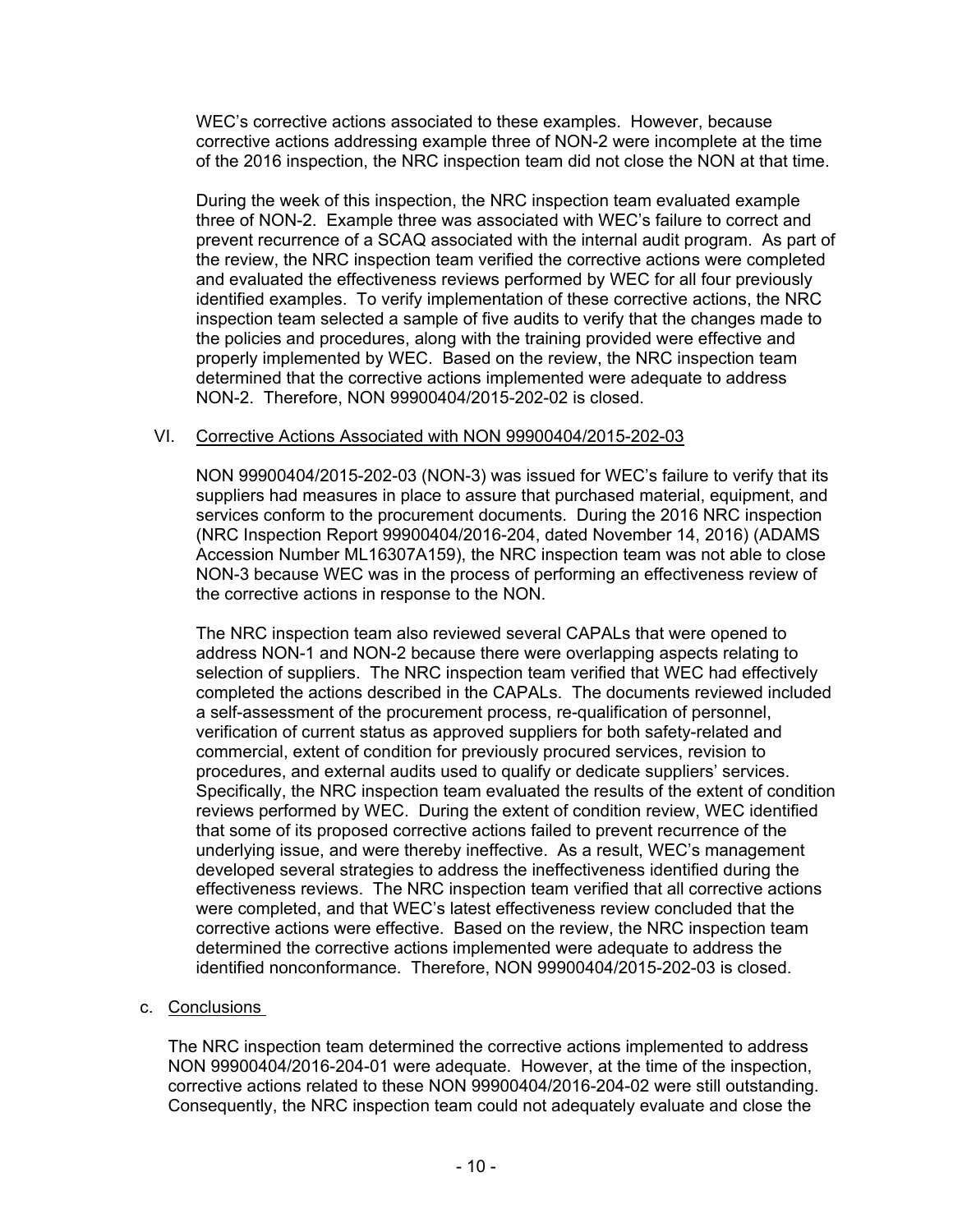WEC's corrective actions associated to these examples. However, because corrective actions addressing example three of NON-2 were incomplete at the time of the 2016 inspection, the NRC inspection team did not close the NON at that time.

During the week of this inspection, the NRC inspection team evaluated example three of NON-2. Example three was associated with WEC's failure to correct and prevent recurrence of a SCAQ associated with the internal audit program. As part of the review, the NRC inspection team verified the corrective actions were completed and evaluated the effectiveness reviews performed by WEC for all four previously identified examples. To verify implementation of these corrective actions, the NRC inspection team selected a sample of five audits to verify that the changes made to the policies and procedures, along with the training provided were effective and properly implemented by WEC. Based on the review, the NRC inspection team determined that the corrective actions implemented were adequate to address NON-2. Therefore, NON 99900404/2015-202-02 is closed.

VI. Corrective Actions Associated with NON 99900404/2015-202-03

NON 99900404/2015-202-03 (NON-3) was issued for WEC's failure to verify that its suppliers had measures in place to assure that purchased material, equipment, and services conform to the procurement documents. During the 2016 NRC inspection (NRC Inspection Report 99900404/2016-204, dated November 14, 2016) (ADAMS Accession Number ML16307A159), the NRC inspection team was not able to close NON-3 because WEC was in the process of performing an effectiveness review of the corrective actions in response to the NON.

The NRC inspection team also reviewed several CAPALs that were opened to address NON-1 and NON-2 because there were overlapping aspects relating to selection of suppliers. The NRC inspection team verified that WEC had effectively completed the actions described in the CAPALs. The documents reviewed included a self-assessment of the procurement process, re-qualification of personnel, verification of current status as approved suppliers for both safety-related and commercial, extent of condition for previously procured services, revision to procedures, and external audits used to qualify or dedicate suppliers' services. Specifically, the NRC inspection team evaluated the results of the extent of condition reviews performed by WEC. During the extent of condition review, WEC identified that some of its proposed corrective actions failed to prevent recurrence of the underlying issue, and were thereby ineffective. As a result, WEC's management developed several strategies to address the ineffectiveness identified during the effectiveness reviews. The NRC inspection team verified that all corrective actions were completed, and that WEC's latest effectiveness review concluded that the corrective actions were effective. Based on the review, the NRC inspection team determined the corrective actions implemented were adequate to address the identified nonconformance. Therefore, NON 99900404/2015-202-03 is closed.

c. Conclusions

The NRC inspection team determined the corrective actions implemented to address NON 99900404/2016-204-01 were adequate. However, at the time of the inspection, corrective actions related to these NON 99900404/2016-204-02 were still outstanding. Consequently, the NRC inspection team could not adequately evaluate and close the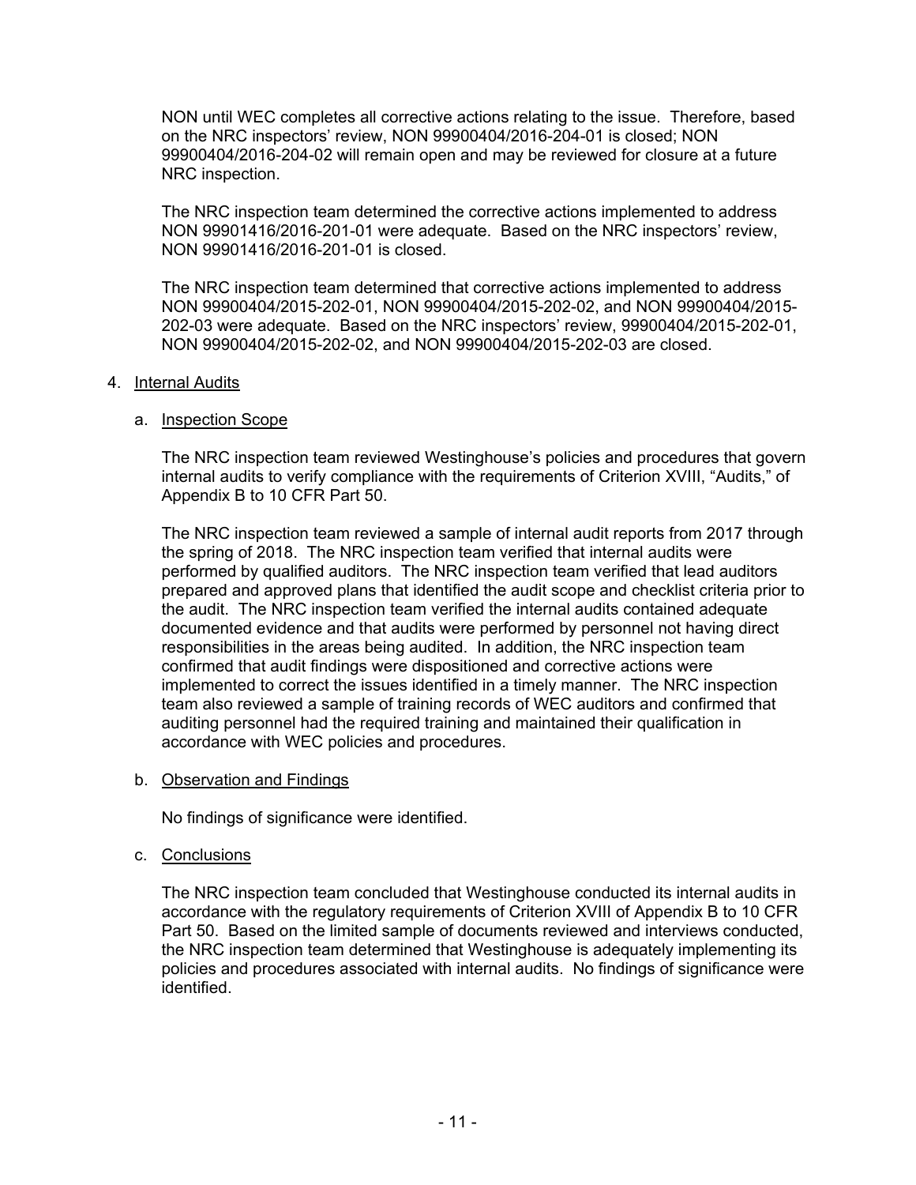NON until WEC completes all corrective actions relating to the issue. Therefore, based on the NRC inspectors' review, NON 99900404/2016-204-01 is closed; NON 99900404/2016-204-02 will remain open and may be reviewed for closure at a future NRC inspection.

The NRC inspection team determined the corrective actions implemented to address NON 99901416/2016-201-01 were adequate. Based on the NRC inspectors' review, NON 99901416/2016-201-01 is closed.

The NRC inspection team determined that corrective actions implemented to address NON 99900404/2015-202-01, NON 99900404/2015-202-02, and NON 99900404/2015-202-03 were adequate. Based on the NRC inspectors' review, 99900404/2015-202-01, NON 99900404/2015-202-02, and NON 99900404/2015-202-03 are closed.

4. Internal Audits

   a. Inspection Scope

   The NRC inspection team reviewed Westinghouse's policies and procedures that govern internal audits to verify compliance with the requirements of Criterion XVIII, "Audits," of Appendix B to 10 CFR Part 50.

   The NRC inspection team reviewed a sample of internal audit reports from 2017 through the spring of 2018. The NRC inspection team verified that internal audits were performed by qualified auditors. The NRC inspection team verified that lead auditors prepared and approved plans that identified the audit scope and checklist criteria prior to the audit. The NRC inspection team verified the internal audits contained adequate documented evidence and that audits were performed by personnel not having direct responsibilities in the areas being audited. In addition, the NRC inspection team confirmed that audit findings were dispositioned and corrective actions were implemented to correct the issues identified in a timely manner. The NRC inspection team also reviewed a sample of training records of WEC auditors and confirmed that auditing personnel had the required training and maintained their qualification in accordance with WEC policies and procedures.

   b. Observation and Findings

   No findings of significance were identified.

   c. Conclusions

   The NRC inspection team concluded that Westinghouse conducted its internal audits in accordance with the regulatory requirements of Criterion XVIII of Appendix B to 10 CFR Part 50. Based on the limited sample of documents reviewed and interviews conducted, the NRC inspection team determined that Westinghouse is adequately implementing its policies and procedures associated with internal audits. No findings of significance were identified.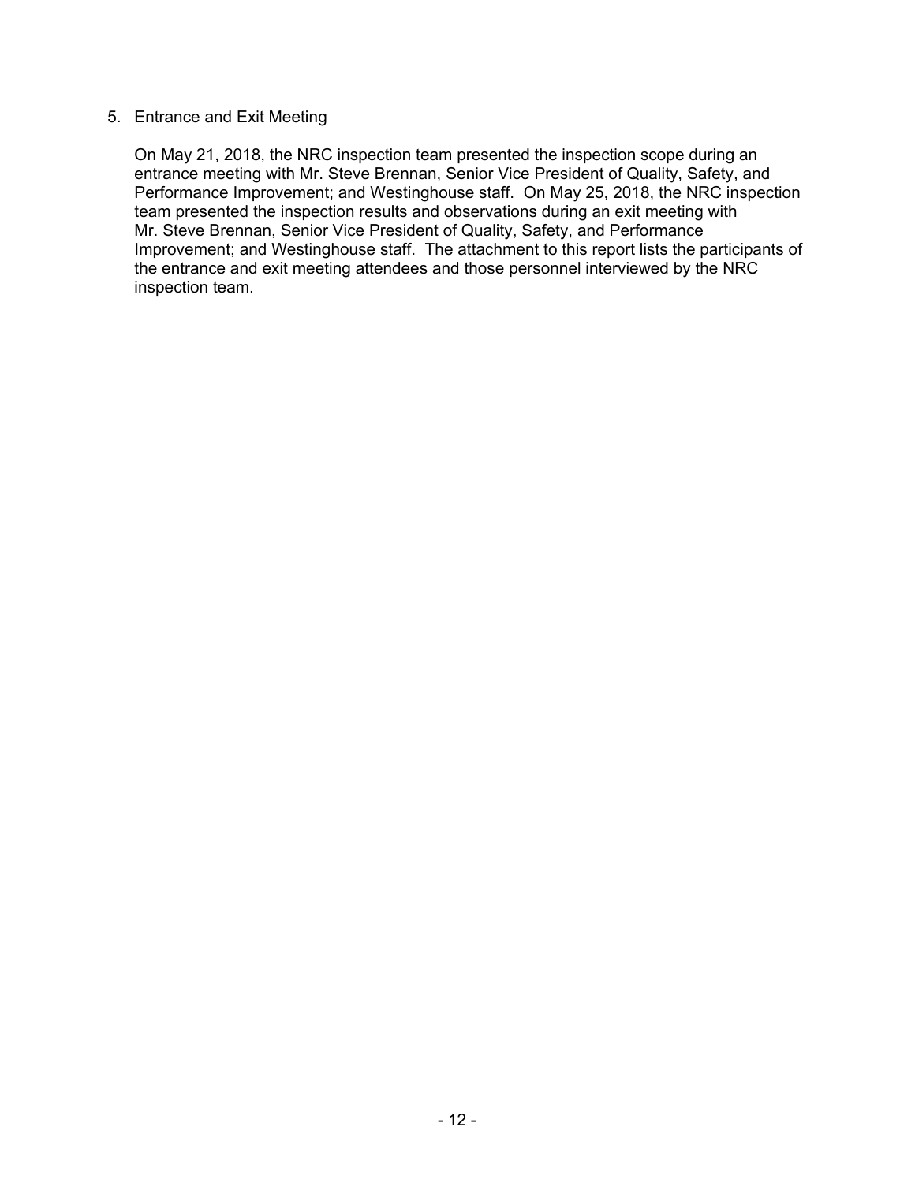5. Entrance and Exit Meeting

On May 21, 2018, the NRC inspection team presented the inspection scope during an entrance meeting with Mr. Steve Brennan, Senior Vice President of Quality, Safety, and Performance Improvement; and Westinghouse staff. On May 25, 2018, the NRC inspection team presented the inspection results and observations during an exit meeting with Mr. Steve Brennan, Senior Vice President of Quality, Safety, and Performance Improvement; and Westinghouse staff. The attachment to this report lists the participants of the entrance and exit meeting attendees and those personnel interviewed by the NRC inspection team.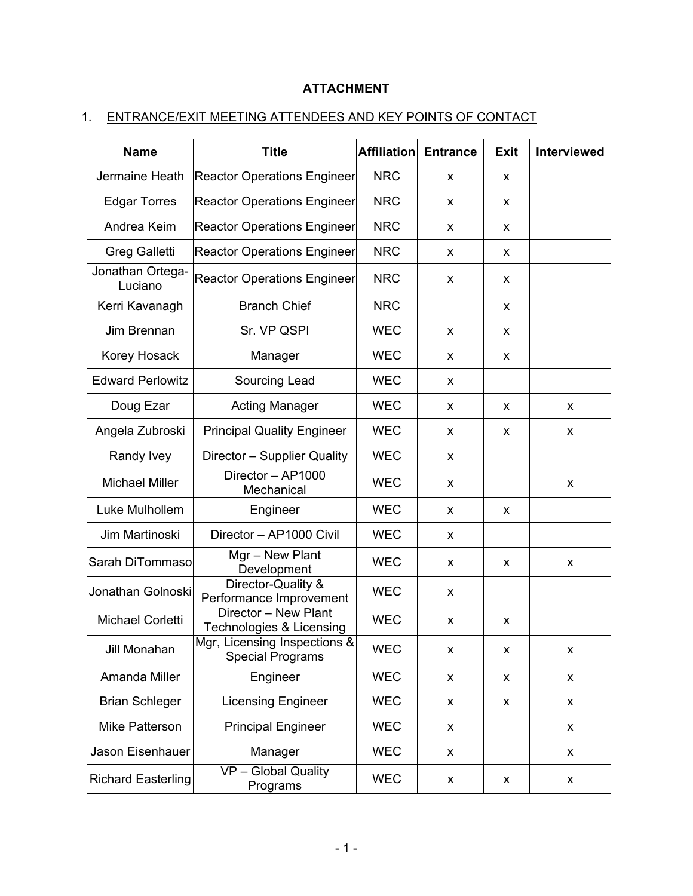**ATTACHMENT**

1. ENTRANCE/EXIT MEETING ATTENDEES AND KEY POINTS OF CONTACT

| Name | Title | Affiliation | Entrance | Exit | Interviewed |
|---|---|---|---|---|---|
| Jermaine Heath | Reactor Operations Engineer | NRC | x | x | |
| Edgar Torres | Reactor Operations Engineer | NRC | x | x | |
| Andrea Keim | Reactor Operations Engineer | NRC | x | x | |
| Greg Galletti | Reactor Operations Engineer | NRC | x | x | |
| Jonathan Ortega-Luciano | Reactor Operations Engineer | NRC | x | x | |
| Kerri Kavanagh | Branch Chief | NRC | | x | |
| Jim Brennan | Sr. VP QSPI | WEC | x | x | |
| Korey Hosack | Manager | WEC | x | x | |
| Edward Perlowitz | Sourcing Lead | WEC | x | | |
| Doug Ezar | Acting Manager | WEC | x | x | x |
| Angela Zubroski | Principal Quality Engineer | WEC | x | x | x |
| Randy Ivey | Director – Supplier Quality | WEC | x | | |
| Michael Miller | Director – AP1000 Mechanical | WEC | x | | x |
| Luke Mulhollem | Engineer | WEC | x | x | |
| Jim Martinoski | Director – AP1000 Civil | WEC | x | | |
| Sarah DiTommaso | Mgr – New Plant Development | WEC | x | x | x |
| Jonathan Golnoski | Director-Quality & Performance Improvement | WEC | x | | |
| Michael Corletti | Director – New Plant Technologies & Licensing | WEC | x | x | |
| Jill Monahan | Mgr, Licensing Inspections & Special Programs | WEC | x | x | x |
| Amanda Miller | Engineer | WEC | x | x | x |
| Brian Schleger | Licensing Engineer | WEC | x | x | x |
| Mike Patterson | Principal Engineer | WEC | x | | x |
| Jason Eisenhauer | Manager | WEC | x | | x |
| Richard Easterling | VP – Global Quality Programs | WEC | x | x | x |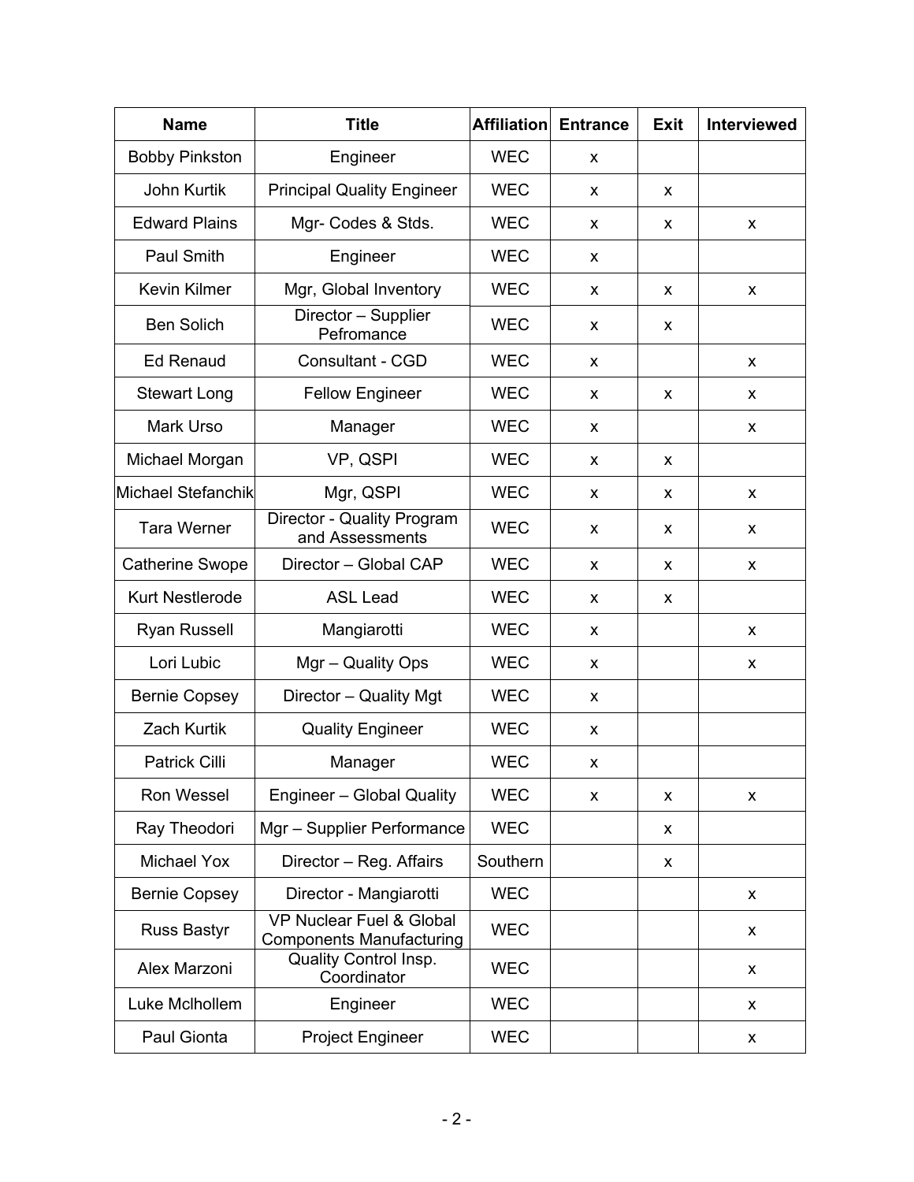| Name | Title | Affiliation | Entrance | Exit | Interviewed |
|---|---|---|---|---|---|
| Bobby Pinkston | Engineer | WEC | x | | |
| John Kurtik | Principal Quality Engineer | WEC | x | x | |
| Edward Plains | Mgr- Codes & Stds. | WEC | x | x | x |
| Paul Smith | Engineer | WEC | x | | |
| Kevin Kilmer | Mgr, Global Inventory | WEC | x | x | x |
| Ben Solich | Director – Supplier Pefromance | WEC | x | x | |
| Ed Renaud | Consultant - CGD | WEC | x | | x |
| Stewart Long | Fellow Engineer | WEC | x | x | x |
| Mark Urso | Manager | WEC | x | | x |
| Michael Morgan | VP, QSPI | WEC | x | x | |
| Michael Stefanchik | Mgr, QSPI | WEC | x | x | x |
| Tara Werner | Director - Quality Program and Assessments | WEC | x | x | x |
| Catherine Swope | Director – Global CAP | WEC | x | x | x |
| Kurt Nestlerode | ASL Lead | WEC | x | x | |
| Ryan Russell | Mangiarotti | WEC | x | | x |
| Lori Lubic | Mgr – Quality Ops | WEC | x | | x |
| Bernie Copsey | Director – Quality Mgt | WEC | x | | |
| Zach Kurtik | Quality Engineer | WEC | x | | |
| Patrick Cilli | Manager | WEC | x | | |
| Ron Wessel | Engineer – Global Quality | WEC | x | x | x |
| Ray Theodori | Mgr – Supplier Performance | WEC | | x | |
| Michael Yox | Director – Reg. Affairs | Southern | | x | |
| Bernie Copsey | Director - Mangiarotti | WEC | | | x |
| Russ Bastyr | VP Nuclear Fuel & Global Components Manufacturing | WEC | | | x |
| Alex Marzoni | Quality Control Insp. Coordinator | WEC | | | x |
| Luke Mclhollem | Engineer | WEC | | | x |
| Paul Gionta | Project Engineer | WEC | | | x |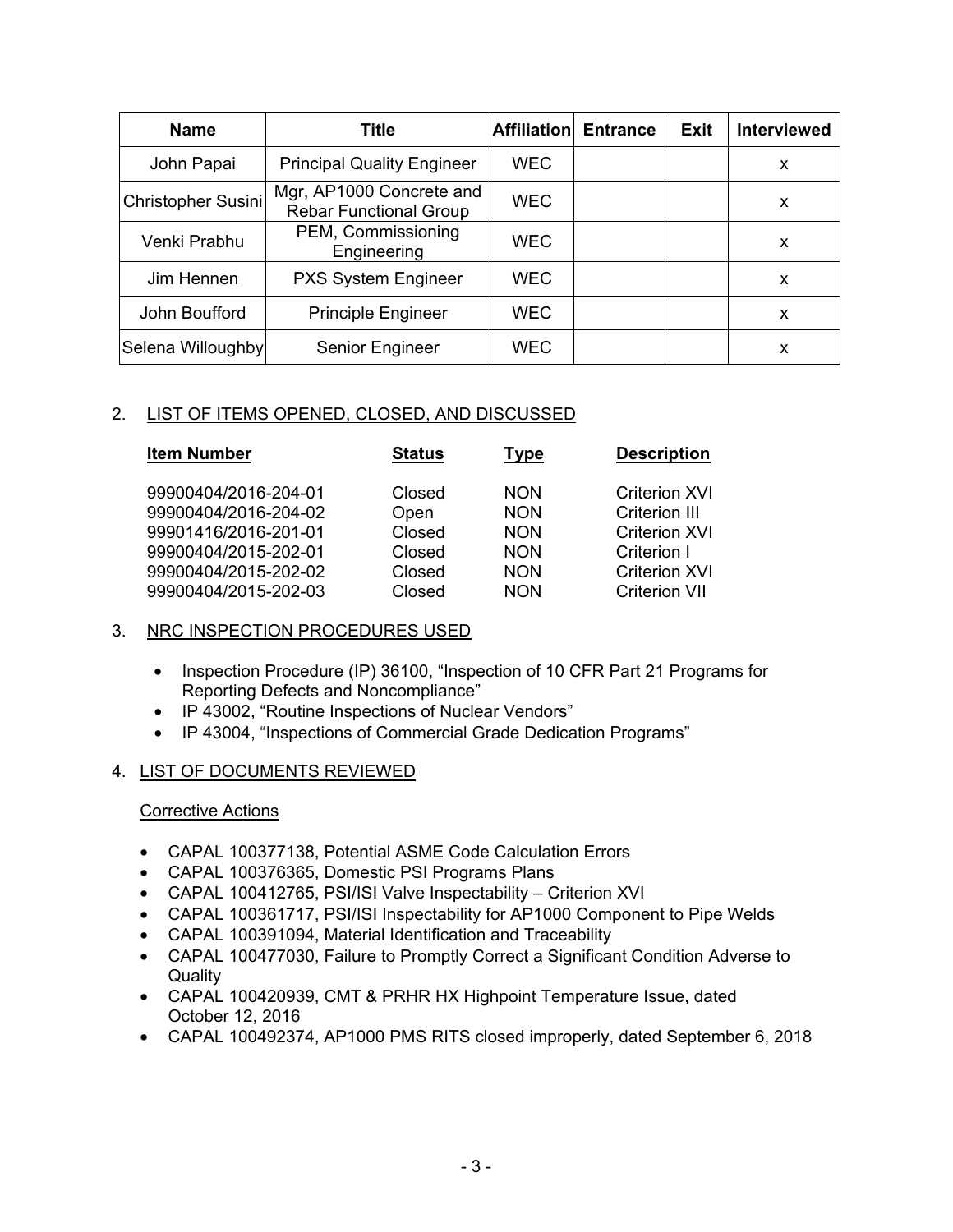| Name | Title | Affiliation | Entrance | Exit | Interviewed |
|---|---|---|---|---|---|
| John Papai | Principal Quality Engineer | WEC | | | x |
| Christopher Susini | Mgr, AP1000 Concrete and Rebar Functional Group | WEC | | | x |
| Venki Prabhu | PEM, Commissioning Engineering | WEC | | | x |
| Jim Hennen | PXS System Engineer | WEC | | | x |
| John Boufford | Principle Engineer | WEC | | | x |
| Selena Willoughby | Senior Engineer | WEC | | | x |

2. LIST OF ITEMS OPENED, CLOSED, AND DISCUSSED

| Item Number | Status | Type | Description |
|---|---|---|---|
| 99900404/2016-204-01 | Closed | NON | Criterion XVI |
| 99900404/2016-204-02 | Open | NON | Criterion III |
| 99901416/2016-201-01 | Closed | NON | Criterion XVI |
| 99900404/2015-202-01 | Closed | NON | Criterion I |
| 99900404/2015-202-02 | Closed | NON | Criterion XVI |
| 99900404/2015-202-03 | Closed | NON | Criterion VII |

3. NRC INSPECTION PROCEDURES USED

- Inspection Procedure (IP) 36100, "Inspection of 10 CFR Part 21 Programs for Reporting Defects and Noncompliance"
- IP 43002, "Routine Inspections of Nuclear Vendors"
- IP 43004, "Inspections of Commercial Grade Dedication Programs"

4. LIST OF DOCUMENTS REVIEWED

Corrective Actions

- CAPAL 100377138, Potential ASME Code Calculation Errors
- CAPAL 100376365, Domestic PSI Programs Plans
- CAPAL 100412765, PSI/ISI Valve Inspectability – Criterion XVI
- CAPAL 100361717, PSI/ISI Inspectability for AP1000 Component to Pipe Welds
- CAPAL 100391094, Material Identification and Traceability
- CAPAL 100477030, Failure to Promptly Correct a Significant Condition Adverse to Quality
- CAPAL 100420939, CMT & PRHR HX Highpoint Temperature Issue, dated October 12, 2016
- CAPAL 100492374, AP1000 PMS RITS closed improperly, dated September 6, 2018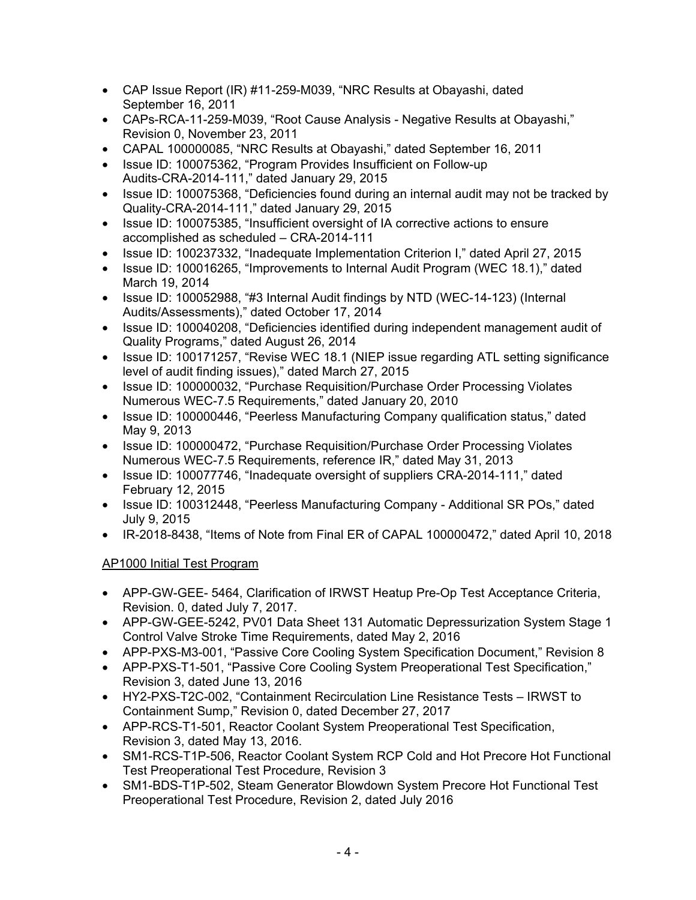- CAP Issue Report (IR) #11-259-M039, "NRC Results at Obayashi, dated September 16, 2011
- CAPs-RCA-11-259-M039, "Root Cause Analysis - Negative Results at Obayashi," Revision 0, November 23, 2011
- CAPAL 100000085, "NRC Results at Obayashi," dated September 16, 2011
- Issue ID: 100075362, "Program Provides Insufficient on Follow-up Audits-CRA-2014-111," dated January 29, 2015
- Issue ID: 100075368, "Deficiencies found during an internal audit may not be tracked by Quality-CRA-2014-111," dated January 29, 2015
- Issue ID: 100075385, "Insufficient oversight of IA corrective actions to ensure accomplished as scheduled – CRA-2014-111
- Issue ID: 100237332, "Inadequate Implementation Criterion I," dated April 27, 2015
- Issue ID: 100016265, "Improvements to Internal Audit Program (WEC 18.1)," dated March 19, 2014
- Issue ID: 100052988, "#3 Internal Audit findings by NTD (WEC-14-123) (Internal Audits/Assessments)," dated October 17, 2014
- Issue ID: 100040208, "Deficiencies identified during independent management audit of Quality Programs," dated August 26, 2014
- Issue ID: 100171257, "Revise WEC 18.1 (NIEP issue regarding ATL setting significance level of audit finding issues)," dated March 27, 2015
- Issue ID: 100000032, "Purchase Requisition/Purchase Order Processing Violates Numerous WEC-7.5 Requirements," dated January 20, 2010
- Issue ID: 100000446, "Peerless Manufacturing Company qualification status," dated May 9, 2013
- Issue ID: 100000472, "Purchase Requisition/Purchase Order Processing Violates Numerous WEC-7.5 Requirements, reference IR," dated May 31, 2013
- Issue ID: 100077746, "Inadequate oversight of suppliers CRA-2014-111," dated February 12, 2015
- Issue ID: 100312448, "Peerless Manufacturing Company - Additional SR POs," dated July 9, 2015
- IR-2018-8438, "Items of Note from Final ER of CAPAL 100000472," dated April 10, 2018

AP1000 Initial Test Program

- APP-GW-GEE- 5464, Clarification of IRWST Heatup Pre-Op Test Acceptance Criteria, Revision. 0, dated July 7, 2017.
- APP-GW-GEE-5242, PV01 Data Sheet 131 Automatic Depressurization System Stage 1 Control Valve Stroke Time Requirements, dated May 2, 2016
- APP-PXS-M3-001, "Passive Core Cooling System Specification Document," Revision 8
- APP-PXS-T1-501, "Passive Core Cooling System Preoperational Test Specification," Revision 3, dated June 13, 2016
- HY2-PXS-T2C-002, "Containment Recirculation Line Resistance Tests – IRWST to Containment Sump," Revision 0, dated December 27, 2017
- APP-RCS-T1-501, Reactor Coolant System Preoperational Test Specification, Revision 3, dated May 13, 2016.
- SM1-RCS-T1P-506, Reactor Coolant System RCP Cold and Hot Precore Hot Functional Test Preoperational Test Procedure, Revision 3
- SM1-BDS-T1P-502, Steam Generator Blowdown System Precore Hot Functional Test Preoperational Test Procedure, Revision 2, dated July 2016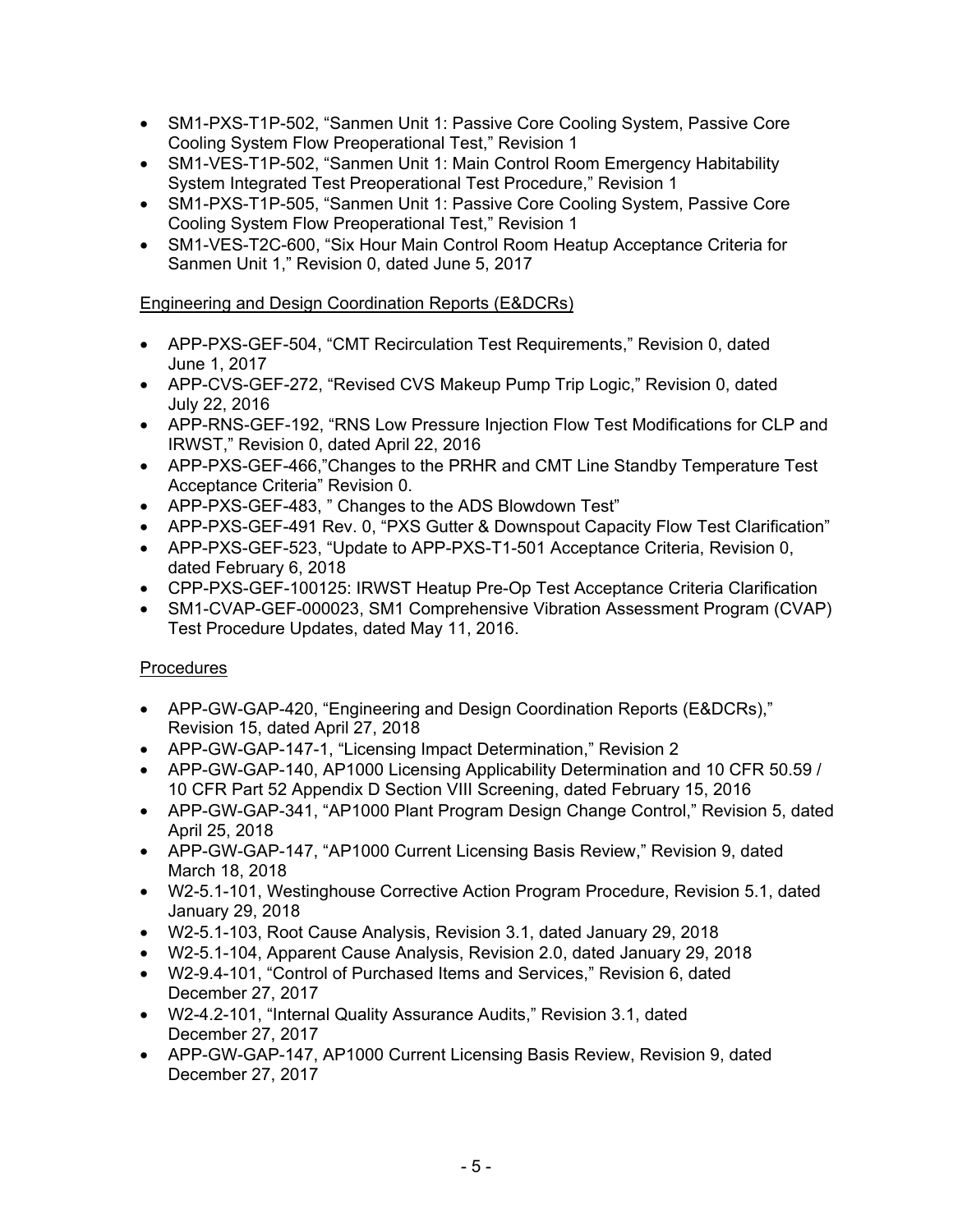- SM1-PXS-T1P-502, “Sanmen Unit 1: Passive Core Cooling System, Passive Core Cooling System Flow Preoperational Test,” Revision 1
- SM1-VES-T1P-502, “Sanmen Unit 1: Main Control Room Emergency Habitability System Integrated Test Preoperational Test Procedure,” Revision 1
- SM1-PXS-T1P-505, “Sanmen Unit 1: Passive Core Cooling System, Passive Core Cooling System Flow Preoperational Test,” Revision 1
- SM1-VES-T2C-600, “Six Hour Main Control Room Heatup Acceptance Criteria for Sanmen Unit 1,” Revision 0, dated June 5, 2017

Engineering and Design Coordination Reports (E&DCRs)

- APP-PXS-GEF-504, “CMT Recirculation Test Requirements,” Revision 0, dated June 1, 2017
- APP-CVS-GEF-272, “Revised CVS Makeup Pump Trip Logic,” Revision 0, dated July 22, 2016
- APP-RNS-GEF-192, “RNS Low Pressure Injection Flow Test Modifications for CLP and IRWST,” Revision 0, dated April 22, 2016
- APP-PXS-GEF-466,”Changes to the PRHR and CMT Line Standby Temperature Test Acceptance Criteria” Revision 0.
- APP-PXS-GEF-483, ” Changes to the ADS Blowdown Test”
- APP-PXS-GEF-491 Rev. 0, “PXS Gutter & Downspout Capacity Flow Test Clarification”
- APP-PXS-GEF-523, “Update to APP-PXS-T1-501 Acceptance Criteria, Revision 0, dated February 6, 2018
- CPP-PXS-GEF-100125: IRWST Heatup Pre-Op Test Acceptance Criteria Clarification
- SM1-CVAP-GEF-000023, SM1 Comprehensive Vibration Assessment Program (CVAP) Test Procedure Updates, dated May 11, 2016.

Procedures

- APP-GW-GAP-420, “Engineering and Design Coordination Reports (E&DCRs),” Revision 15, dated April 27, 2018
- APP-GW-GAP-147-1, “Licensing Impact Determination,” Revision 2
- APP-GW-GAP-140, AP1000 Licensing Applicability Determination and 10 CFR 50.59 / 10 CFR Part 52 Appendix D Section VIII Screening, dated February 15, 2016
- APP-GW-GAP-341, “AP1000 Plant Program Design Change Control,” Revision 5, dated April 25, 2018
- APP-GW-GAP-147, “AP1000 Current Licensing Basis Review,” Revision 9, dated March 18, 2018
- W2-5.1-101, Westinghouse Corrective Action Program Procedure, Revision 5.1, dated January 29, 2018
- W2-5.1-103, Root Cause Analysis, Revision 3.1, dated January 29, 2018
- W2-5.1-104, Apparent Cause Analysis, Revision 2.0, dated January 29, 2018
- W2-9.4-101, “Control of Purchased Items and Services,” Revision 6, dated December 27, 2017
- W2-4.2-101, “Internal Quality Assurance Audits,” Revision 3.1, dated December 27, 2017
- APP-GW-GAP-147, AP1000 Current Licensing Basis Review, Revision 9, dated December 27, 2017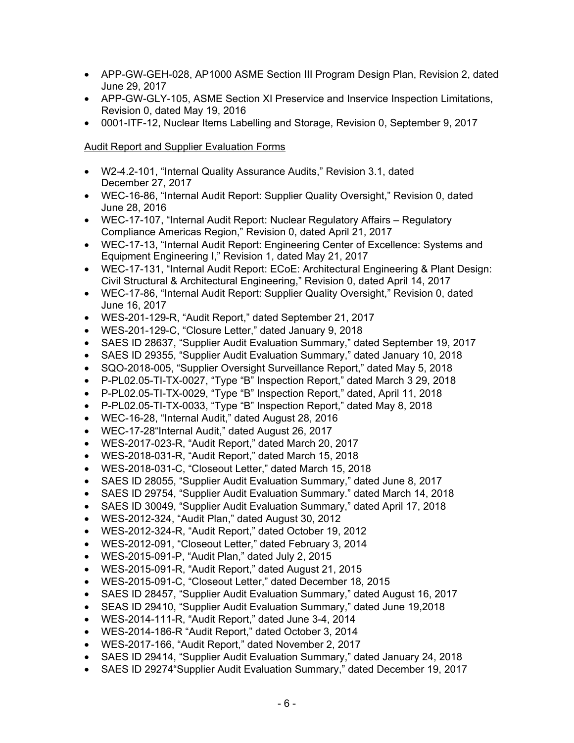- APP-GW-GEH-028, AP1000 ASME Section III Program Design Plan, Revision 2, dated June 29, 2017
- APP-GW-GLY-105, ASME Section XI Preservice and Inservice Inspection Limitations, Revision 0, dated May 19, 2016
- 0001-ITF-12, Nuclear Items Labelling and Storage, Revision 0, September 9, 2017

Audit Report and Supplier Evaluation Forms

- W2-4.2-101, "Internal Quality Assurance Audits," Revision 3.1, dated December 27, 2017
- WEC-16-86, "Internal Audit Report: Supplier Quality Oversight," Revision 0, dated June 28, 2016
- WEC-17-107, "Internal Audit Report: Nuclear Regulatory Affairs – Regulatory Compliance Americas Region," Revision 0, dated April 21, 2017
- WEC-17-13, "Internal Audit Report: Engineering Center of Excellence: Systems and Equipment Engineering I," Revision 1, dated May 21, 2017
- WEC-17-131, "Internal Audit Report: ECoE: Architectural Engineering & Plant Design: Civil Structural & Architectural Engineering," Revision 0, dated April 14, 2017
- WEC-17-86, "Internal Audit Report: Supplier Quality Oversight," Revision 0, dated June 16, 2017
- WES-201-129-R, "Audit Report," dated September 21, 2017
- WES-201-129-C, "Closure Letter," dated January 9, 2018
- SAES ID 28637, "Supplier Audit Evaluation Summary," dated September 19, 2017
- SAES ID 29355, "Supplier Audit Evaluation Summary," dated January 10, 2018
- SQO-2018-005, "Supplier Oversight Surveillance Report," dated May 5, 2018
- P-PL02.05-TI-TX-0027, "Type "B" Inspection Report," dated March 3 29, 2018
- P-PL02.05-TI-TX-0029, "Type "B" Inspection Report," dated, April 11, 2018
- P-PL02.05-TI-TX-0033, "Type "B" Inspection Report," dated May 8, 2018
- WEC-16-28, "Internal Audit," dated August 28, 2016
- WEC-17-28"Internal Audit," dated August 26, 2017
- WES-2017-023-R, "Audit Report," dated March 20, 2017
- WES-2018-031-R, "Audit Report," dated March 15, 2018
- WES-2018-031-C, "Closeout Letter," dated March 15, 2018
- SAES ID 28055, "Supplier Audit Evaluation Summary," dated June 8, 2017
- SAES ID 29754, "Supplier Audit Evaluation Summary." dated March 14, 2018
- SAES ID 30049, "Supplier Audit Evaluation Summary," dated April 17, 2018
- WES-2012-324, "Audit Plan," dated August 30, 2012
- WES-2012-324-R, "Audit Report," dated October 19, 2012
- WES-2012-091, "Closeout Letter," dated February 3, 2014
- WES-2015-091-P, "Audit Plan," dated July 2, 2015
- WES-2015-091-R, "Audit Report," dated August 21, 2015
- WES-2015-091-C, "Closeout Letter," dated December 18, 2015
- SAES ID 28457, "Supplier Audit Evaluation Summary," dated August 16, 2017
- SEAS ID 29410, "Supplier Audit Evaluation Summary," dated June 19,2018
- WES-2014-111-R, "Audit Report," dated June 3-4, 2014
- WES-2014-186-R "Audit Report," dated October 3, 2014
- WES-2017-166, "Audit Report," dated November 2, 2017
- SAES ID 29414, "Supplier Audit Evaluation Summary," dated January 24, 2018
- SAES ID 29274"Supplier Audit Evaluation Summary," dated December 19, 2017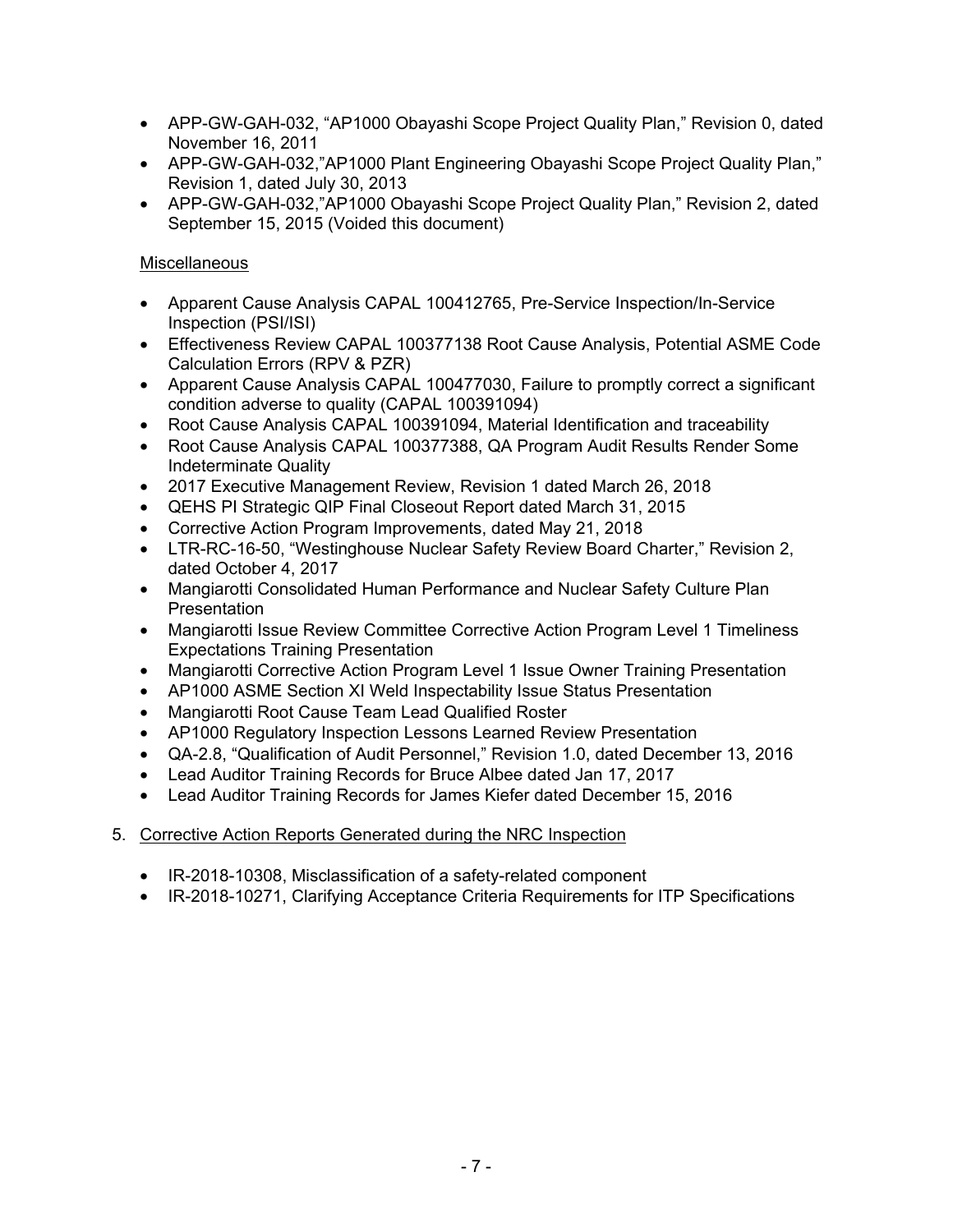- APP-GW-GAH-032, "AP1000 Obayashi Scope Project Quality Plan," Revision 0, dated November 16, 2011
- APP-GW-GAH-032,"AP1000 Plant Engineering Obayashi Scope Project Quality Plan," Revision 1, dated July 30, 2013
- APP-GW-GAH-032,"AP1000 Obayashi Scope Project Quality Plan," Revision 2, dated September 15, 2015 (Voided this document)

Miscellaneous

- Apparent Cause Analysis CAPAL 100412765, Pre-Service Inspection/In-Service Inspection (PSI/ISI)
- Effectiveness Review CAPAL 100377138 Root Cause Analysis, Potential ASME Code Calculation Errors (RPV & PZR)
- Apparent Cause Analysis CAPAL 100477030, Failure to promptly correct a significant condition adverse to quality (CAPAL 100391094)
- Root Cause Analysis CAPAL 100391094, Material Identification and traceability
- Root Cause Analysis CAPAL 100377388, QA Program Audit Results Render Some Indeterminate Quality
- 2017 Executive Management Review, Revision 1 dated March 26, 2018
- QEHS PI Strategic QIP Final Closeout Report dated March 31, 2015
- Corrective Action Program Improvements, dated May 21, 2018
- LTR-RC-16-50, "Westinghouse Nuclear Safety Review Board Charter," Revision 2, dated October 4, 2017
- Mangiarotti Consolidated Human Performance and Nuclear Safety Culture Plan Presentation
- Mangiarotti Issue Review Committee Corrective Action Program Level 1 Timeliness Expectations Training Presentation
- Mangiarotti Corrective Action Program Level 1 Issue Owner Training Presentation
- AP1000 ASME Section XI Weld Inspectability Issue Status Presentation
- Mangiarotti Root Cause Team Lead Qualified Roster
- AP1000 Regulatory Inspection Lessons Learned Review Presentation
- QA-2.8, "Qualification of Audit Personnel," Revision 1.0, dated December 13, 2016
- Lead Auditor Training Records for Bruce Albee dated Jan 17, 2017
- Lead Auditor Training Records for James Kiefer dated December 15, 2016

5. Corrective Action Reports Generated during the NRC Inspection

- IR-2018-10308, Misclassification of a safety-related component
- IR-2018-10271, Clarifying Acceptance Criteria Requirements for ITP Specifications